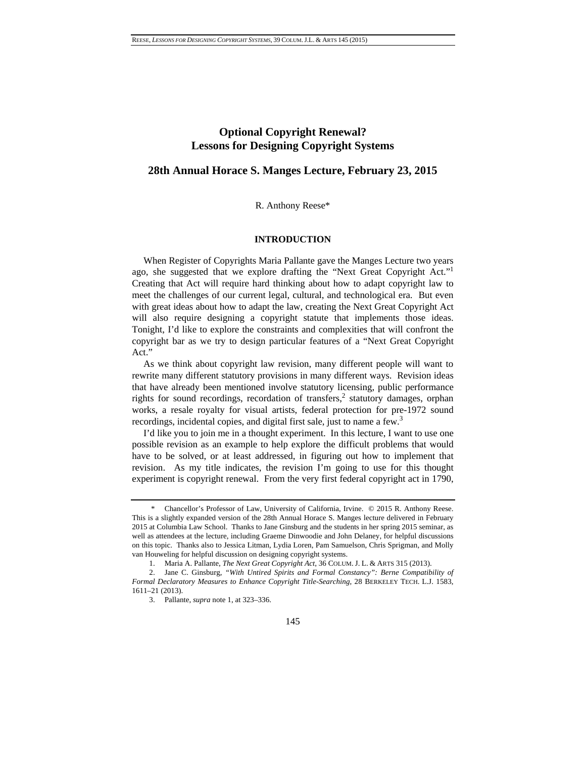# Optional Copyright Renewal? Lessons for Designing Copyright Systems

## 28th Annual Horace S. Manges Lecture, February 23, 2015

R. Anthony Reese*

### INTRODUCTION

When Register of Copyrights Maria Pallante gave the Manges Lecture two years ago, she suggested that we explore drafting the "Next Great Copyright Act."[1] Creating that Act will require hard thinking about how to adapt copyright law to meet the challenges of our current legal, cultural, and technological era. But even with great ideas about how to adapt the law, creating the Next Great Copyright Act will also require designing a copyright statute that implements those ideas. Tonight, I'd like to explore the constraints and complexities that will confront the copyright bar as we try to design particular features of a "Next Great Copyright Act."

As we think about copyright law revision, many different people will want to rewrite many different statutory provisions in many different ways. Revision ideas that have already been mentioned involve statutory licensing, public performance rights for sound recordings, recordation of transfers,[2] statutory damages, orphan works, a resale royalty for visual artists, federal protection for pre-1972 sound recordings, incidental copies, and digital first sale, just to name a few.[3]

I'd like you to join me in a thought experiment. In this lecture, I want to use one possible revision as an example to help explore the difficult problems that would have to be solved, or at least addressed, in figuring out how to implement that revision. As my title indicates, the revision I'm going to use for this thought experiment is copyright renewal. From the very first federal copyright act in 1790,

---

\* Chancellor's Professor of Law, University of California, Irvine. © 2015 R. Anthony Reese. This is a slightly expanded version of the 28th Annual Horace S. Manges lecture delivered in February 2015 at Columbia Law School. Thanks to Jane Ginsburg and the students in her spring 2015 seminar, as well as attendees at the lecture, including Graeme Dinwoodie and John Delaney, for helpful discussions on this topic. Thanks also to Jessica Litman, Lydia Loren, Pam Samuelson, Chris Sprigman, and Molly van Houweling for helpful discussion on designing copyright systems.

1. Maria A. Pallante, *The Next Great Copyright Act*, 36 COLUM. J. L. & ARTS 315 (2013).

2. Jane C. Ginsburg, *"With Untired Spirits and Formal Constancy": Berne Compatibility of Formal Declaratory Measures to Enhance Copyright Title-Searching*, 28 BERKELEY TECH. L.J. 1583, 1611–21 (2013).

3. Pallante, *supra* note 1, at 323–336.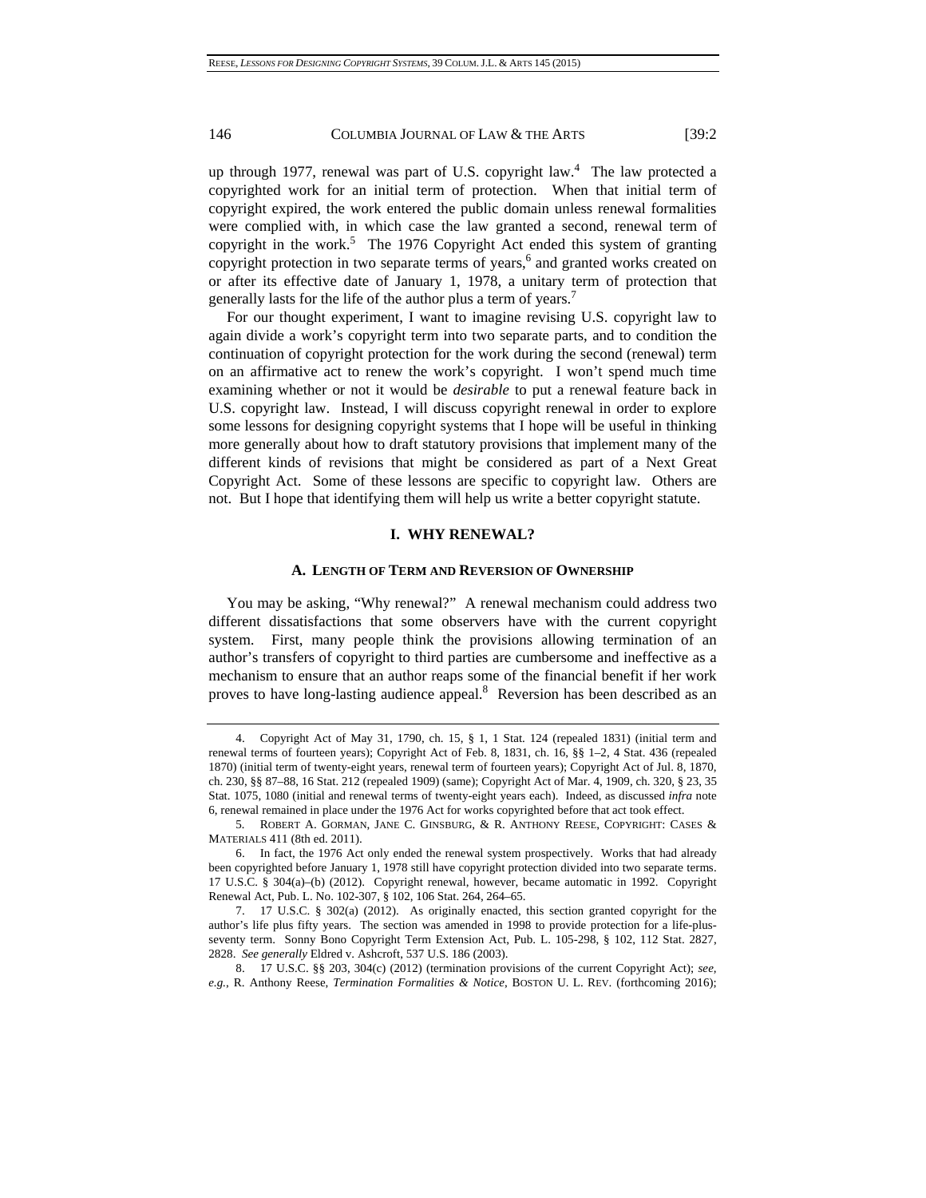up through 1977, renewal was part of U.S. copyright law.[4] The law protected a copyrighted work for an initial term of protection. When that initial term of copyright expired, the work entered the public domain unless renewal formalities were complied with, in which case the law granted a second, renewal term of copyright in the work.[5] The 1976 Copyright Act ended this system of granting copyright protection in two separate terms of years,[6] and granted works created on or after its effective date of January 1, 1978, a unitary term of protection that generally lasts for the life of the author plus a term of years.[7]

For our thought experiment, I want to imagine revising U.S. copyright law to again divide a work's copyright term into two separate parts, and to condition the continuation of copyright protection for the work during the second (renewal) term on an affirmative act to renew the work's copyright. I won't spend much time examining whether or not it would be *desirable* to put a renewal feature back in U.S. copyright law. Instead, I will discuss copyright renewal in order to explore some lessons for designing copyright systems that I hope will be useful in thinking more generally about how to draft statutory provisions that implement many of the different kinds of revisions that might be considered as part of a Next Great Copyright Act. Some of these lessons are specific to copyright law. Others are not. But I hope that identifying them will help us write a better copyright statute.

## I. WHY RENEWAL?

### A. LENGTH OF TERM AND REVERSION OF OWNERSHIP

You may be asking, "Why renewal?" A renewal mechanism could address two different dissatisfactions that some observers have with the current copyright system. First, many people think the provisions allowing termination of an author's transfers of copyright to third parties are cumbersome and ineffective as a mechanism to ensure that an author reaps some of the financial benefit if her work proves to have long-lasting audience appeal.[8] Reversion has been described as an

---

4. Copyright Act of May 31, 1790, ch. 15, § 1, 1 Stat. 124 (repealed 1831) (initial term and renewal terms of fourteen years); Copyright Act of Feb. 8, 1831, ch. 16, §§ 1–2, 4 Stat. 436 (repealed 1870) (initial term of twenty-eight years, renewal term of fourteen years); Copyright Act of Jul. 8, 1870, ch. 230, §§ 87–88, 16 Stat. 212 (repealed 1909) (same); Copyright Act of Mar. 4, 1909, ch. 320, § 23, 35 Stat. 1075, 1080 (initial and renewal terms of twenty-eight years each). Indeed, as discussed *infra* note 6, renewal remained in place under the 1976 Act for works copyrighted before that act took effect.

5. ROBERT A. GORMAN, JANE C. GINSBURG, & R. ANTHONY REESE, COPYRIGHT: CASES & MATERIALS 411 (8th ed. 2011).

6. In fact, the 1976 Act only ended the renewal system prospectively. Works that had already been copyrighted before January 1, 1978 still have copyright protection divided into two separate terms. 17 U.S.C. § 304(a)–(b) (2012). Copyright renewal, however, became automatic in 1992. Copyright Renewal Act, Pub. L. No. 102-307, § 102, 106 Stat. 264, 264–65.

7. 17 U.S.C. § 302(a) (2012). As originally enacted, this section granted copyright for the author's life plus fifty years. The section was amended in 1998 to provide protection for a life-plus-seventy term. Sonny Bono Copyright Term Extension Act, Pub. L. 105-298, § 102, 112 Stat. 2827, 2828. *See generally* Eldred v. Ashcroft, 537 U.S. 186 (2003).

8. 17 U.S.C. §§ 203, 304(c) (2012) (termination provisions of the current Copyright Act); *see, e.g.*, R. Anthony Reese, *Termination Formalities & Notice*, BOSTON U. L. REV. (forthcoming 2016);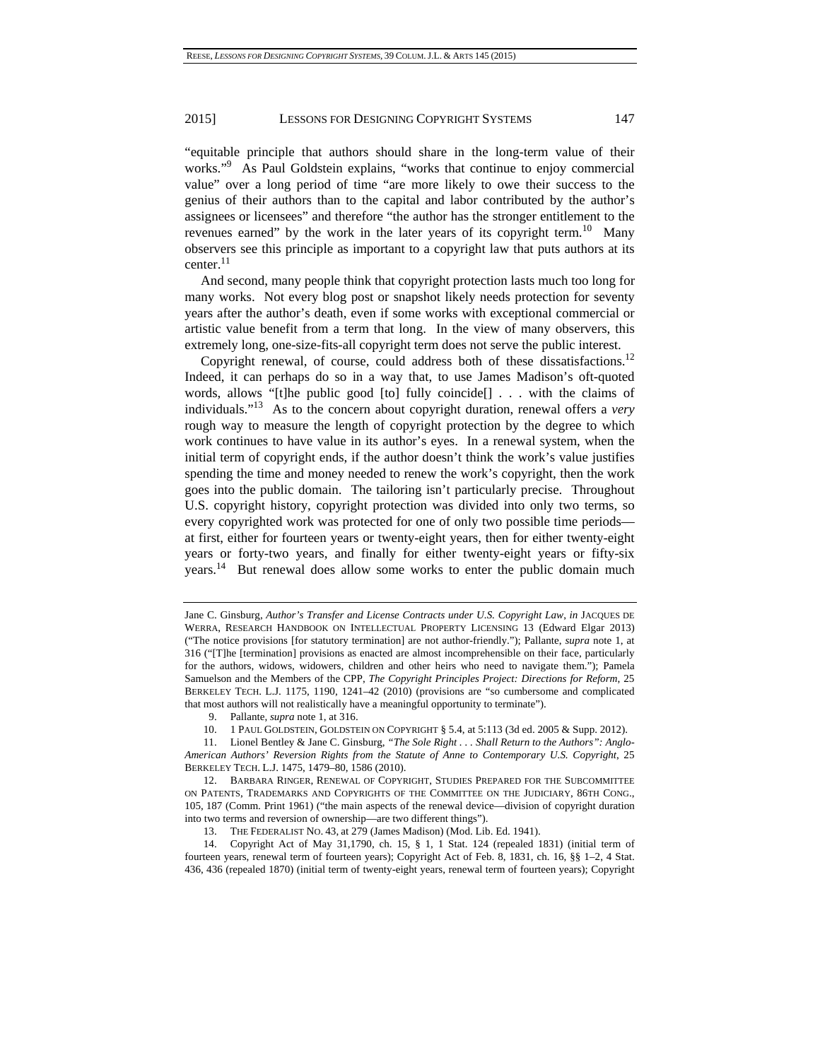"equitable principle that authors should share in the long-term value of their works."[9] As Paul Goldstein explains, "works that continue to enjoy commercial value" over a long period of time "are more likely to owe their success to the genius of their authors than to the capital and labor contributed by the author's assignees or licensees" and therefore "the author has the stronger entitlement to the revenues earned" by the work in the later years of its copyright term.[10] Many observers see this principle as important to a copyright law that puts authors at its center.[11]

And second, many people think that copyright protection lasts much too long for many works. Not every blog post or snapshot likely needs protection for seventy years after the author's death, even if some works with exceptional commercial or artistic value benefit from a term that long. In the view of many observers, this extremely long, one-size-fits-all copyright term does not serve the public interest.

Copyright renewal, of course, could address both of these dissatisfactions.[12] Indeed, it can perhaps do so in a way that, to use James Madison's oft-quoted words, allows "[t]he public good [to] fully coincide[] . . . with the claims of individuals."[13] As to the concern about copyright duration, renewal offers a *very* rough way to measure the length of copyright protection by the degree to which work continues to have value in its author's eyes. In a renewal system, when the initial term of copyright ends, if the author doesn't think the work's value justifies spending the time and money needed to renew the work's copyright, then the work goes into the public domain. The tailoring isn't particularly precise. Throughout U.S. copyright history, copyright protection was divided into only two terms, so every copyrighted work was protected for one of only two possible time periods—at first, either for fourteen years or twenty-eight years, then for either twenty-eight years or forty-two years, and finally for either twenty-eight years or fifty-six years.[14] But renewal does allow some works to enter the public domain much

---

Jane C. Ginsburg, *Author's Transfer and License Contracts under U.S. Copyright Law*, *in* JACQUES DE WERRA, RESEARCH HANDBOOK ON INTELLECTUAL PROPERTY LICENSING 13 (Edward Elgar 2013) ("The notice provisions [for statutory termination] are not author-friendly."); Pallante, *supra* note 1, at 316 ("[T]he [termination] provisions as enacted are almost incomprehensible on their face, particularly for the authors, widows, widowers, children and other heirs who need to navigate them."); Pamela Samuelson and the Members of the CPP, *The Copyright Principles Project: Directions for Reform*, 25 BERKELEY TECH. L.J. 1175, 1190, 1241–42 (2010) (provisions are "so cumbersome and complicated that most authors will not realistically have a meaningful opportunity to terminate").

9. Pallante, *supra* note 1, at 316.

10. 1 PAUL GOLDSTEIN, GOLDSTEIN ON COPYRIGHT § 5.4, at 5:113 (3d ed. 2005 & Supp. 2012).

11. Lionel Bentley & Jane C. Ginsburg, *"The Sole Right . . . Shall Return to the Authors": Anglo-American Authors' Reversion Rights from the Statute of Anne to Contemporary U.S. Copyright*, 25 BERKELEY TECH. L.J. 1475, 1479–80, 1586 (2010).

12. BARBARA RINGER, RENEWAL OF COPYRIGHT, STUDIES PREPARED FOR THE SUBCOMMITTEE ON PATENTS, TRADEMARKS AND COPYRIGHTS OF THE COMMITTEE ON THE JUDICIARY, 86TH CONG., 105, 187 (Comm. Print 1961) ("the main aspects of the renewal device—division of copyright duration into two terms and reversion of ownership—are two different things").

13. THE FEDERALIST NO. 43, at 279 (James Madison) (Mod. Lib. Ed. 1941).

14. Copyright Act of May 31,1790, ch. 15, § 1, 1 Stat. 124 (repealed 1831) (initial term of fourteen years, renewal term of fourteen years); Copyright Act of Feb. 8, 1831, ch. 16, §§ 1–2, 4 Stat. 436, 436 (repealed 1870) (initial term of twenty-eight years, renewal term of fourteen years); Copyright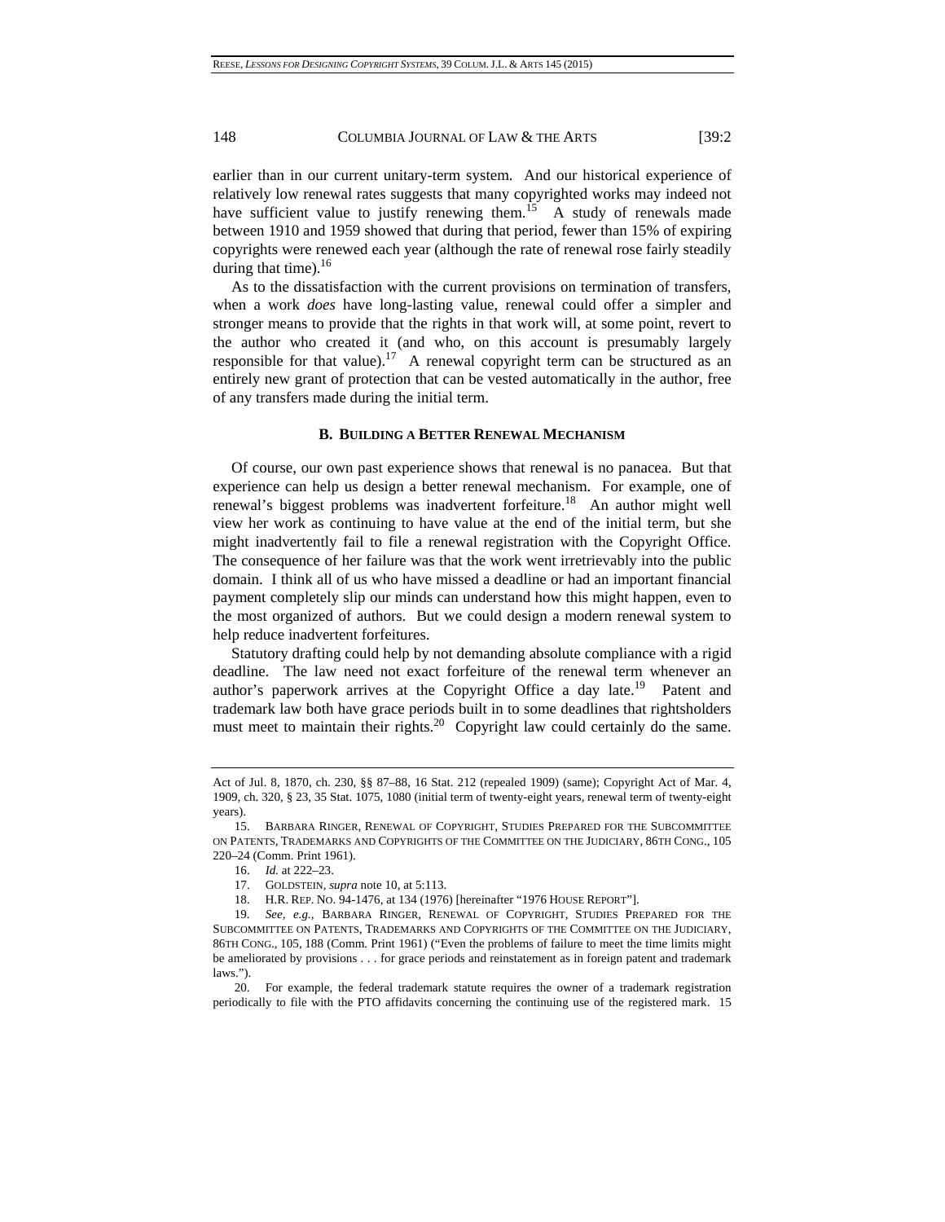earlier than in our current unitary-term system. And our historical experience of relatively low renewal rates suggests that many copyrighted works may indeed not have sufficient value to justify renewing them.[15] A study of renewals made between 1910 and 1959 showed that during that period, fewer than 15% of expiring copyrights were renewed each year (although the rate of renewal rose fairly steadily during that time).[16]

As to the dissatisfaction with the current provisions on termination of transfers, when a work *does* have long-lasting value, renewal could offer a simpler and stronger means to provide that the rights in that work will, at some point, revert to the author who created it (and who, on this account is presumably largely responsible for that value).[17] A renewal copyright term can be structured as an entirely new grant of protection that can be vested automatically in the author, free of any transfers made during the initial term.

### B. BUILDING A BETTER RENEWAL MECHANISM

Of course, our own past experience shows that renewal is no panacea. But that experience can help us design a better renewal mechanism. For example, one of renewal's biggest problems was inadvertent forfeiture.[18] An author might well view her work as continuing to have value at the end of the initial term, but she might inadvertently fail to file a renewal registration with the Copyright Office. The consequence of her failure was that the work went irretrievably into the public domain. I think all of us who have missed a deadline or had an important financial payment completely slip our minds can understand how this might happen, even to the most organized of authors. But we could design a modern renewal system to help reduce inadvertent forfeitures.

Statutory drafting could help by not demanding absolute compliance with a rigid deadline. The law need not exact forfeiture of the renewal term whenever an author's paperwork arrives at the Copyright Office a day late.[19] Patent and trademark law both have grace periods built in to some deadlines that rightsholders must meet to maintain their rights.[20] Copyright law could certainly do the same.

---

Act of Jul. 8, 1870, ch. 230, §§ 87–88, 16 Stat. 212 (repealed 1909) (same); Copyright Act of Mar. 4, 1909, ch. 320, § 23, 35 Stat. 1075, 1080 (initial term of twenty-eight years, renewal term of twenty-eight years).

15. BARBARA RINGER, RENEWAL OF COPYRIGHT, STUDIES PREPARED FOR THE SUBCOMMITTEE ON PATENTS, TRADEMARKS AND COPYRIGHTS OF THE COMMITTEE ON THE JUDICIARY, 86TH CONG., 105 220–24 (Comm. Print 1961).

16. *Id.* at 222–23.

17. GOLDSTEIN, *supra* note 10, at 5:113.

18. H.R. REP. NO. 94-1476, at 134 (1976) [hereinafter "1976 HOUSE REPORT"].

19. *See, e.g.*, BARBARA RINGER, RENEWAL OF COPYRIGHT, STUDIES PREPARED FOR THE SUBCOMMITTEE ON PATENTS, TRADEMARKS AND COPYRIGHTS OF THE COMMITTEE ON THE JUDICIARY, 86TH CONG., 105, 188 (Comm. Print 1961) ("Even the problems of failure to meet the time limits might be ameliorated by provisions . . . for grace periods and reinstatement as in foreign patent and trademark laws.").

20. For example, the federal trademark statute requires the owner of a trademark registration periodically to file with the PTO affidavits concerning the continuing use of the registered mark. 15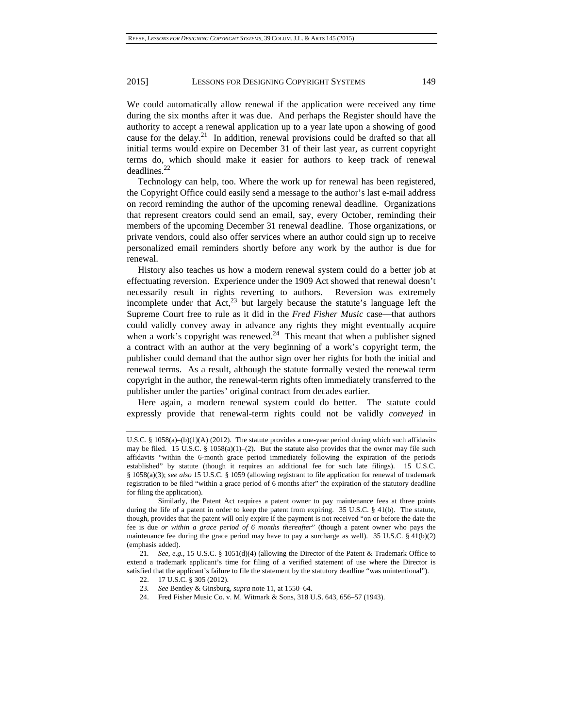We could automatically allow renewal if the application were received any time during the six months after it was due. And perhaps the Register should have the authority to accept a renewal application up to a year late upon a showing of good cause for the delay.[21] In addition, renewal provisions could be drafted so that all initial terms would expire on December 31 of their last year, as current copyright terms do, which should make it easier for authors to keep track of renewal deadlines.[22]

Technology can help, too. Where the work up for renewal has been registered, the Copyright Office could easily send a message to the author's last e-mail address on record reminding the author of the upcoming renewal deadline. Organizations that represent creators could send an email, say, every October, reminding their members of the upcoming December 31 renewal deadline. Those organizations, or private vendors, could also offer services where an author could sign up to receive personalized email reminders shortly before any work by the author is due for renewal.

History also teaches us how a modern renewal system could do a better job at effectuating reversion. Experience under the 1909 Act showed that renewal doesn't necessarily result in rights reverting to authors. Reversion was extremely incomplete under that Act,[23] but largely because the statute's language left the Supreme Court free to rule as it did in the *Fred Fisher Music* case—that authors could validly convey away in advance any rights they might eventually acquire when a work's copyright was renewed.[24] This meant that when a publisher signed a contract with an author at the very beginning of a work's copyright term, the publisher could demand that the author sign over her rights for both the initial and renewal terms. As a result, although the statute formally vested the renewal term copyright in the author, the renewal-term rights often immediately transferred to the publisher under the parties' original contract from decades earlier.

Here again, a modern renewal system could do better. The statute could expressly provide that renewal-term rights could not be validly *conveyed* in

---

U.S.C. § 1058(a)–(b)(1)(A) (2012). The statute provides a one-year period during which such affidavits may be filed. 15 U.S.C. § 1058(a)(1)–(2). But the statute also provides that the owner may file such affidavits "within the 6-month grace period immediately following the expiration of the periods established" by statute (though it requires an additional fee for such late filings). 15 U.S.C. § 1058(a)(3); *see also* 15 U.S.C. § 1059 (allowing registrant to file application for renewal of trademark registration to be filed "within a grace period of 6 months after" the expiration of the statutory deadline for filing the application).

Similarly, the Patent Act requires a patent owner to pay maintenance fees at three points during the life of a patent in order to keep the patent from expiring. 35 U.S.C. § 41(b). The statute, though, provides that the patent will only expire if the payment is not received "on or before the date the fee is due *or within a grace period of 6 months thereafter*" (though a patent owner who pays the maintenance fee during the grace period may have to pay a surcharge as well). 35 U.S.C. § 41(b)(2) (emphasis added).

21. *See, e.g.*, 15 U.S.C. § 1051(d)(4) (allowing the Director of the Patent & Trademark Office to extend a trademark applicant's time for filing of a verified statement of use where the Director is satisfied that the applicant's failure to file the statement by the statutory deadline "was unintentional").

22. 17 U.S.C. § 305 (2012).

23. *See* Bentley & Ginsburg, *supra* note 11, at 1550–64.

24. Fred Fisher Music Co. v. M. Witmark & Sons, 318 U.S. 643, 656–57 (1943).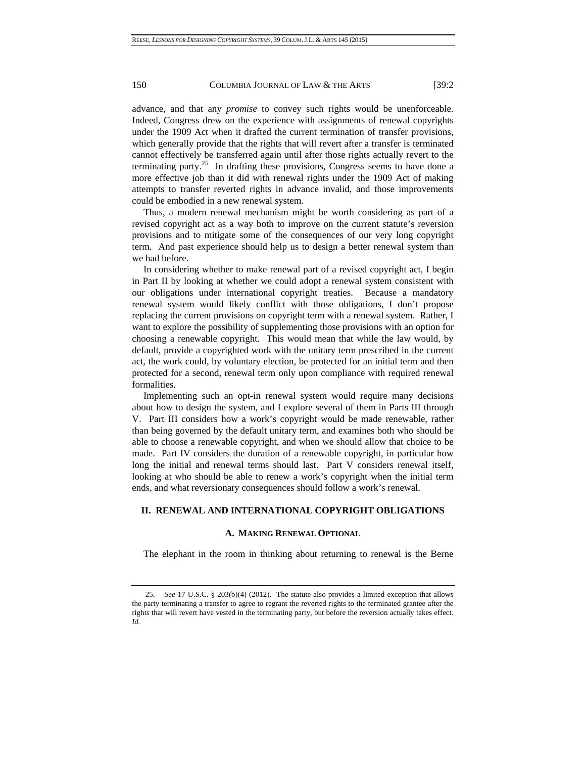advance, and that any *promise* to convey such rights would be unenforceable. Indeed, Congress drew on the experience with assignments of renewal copyrights under the 1909 Act when it drafted the current termination of transfer provisions, which generally provide that the rights that will revert after a transfer is terminated cannot effectively be transferred again until after those rights actually revert to the terminating party.[25] In drafting these provisions, Congress seems to have done a more effective job than it did with renewal rights under the 1909 Act of making attempts to transfer reverted rights in advance invalid, and those improvements could be embodied in a new renewal system.

Thus, a modern renewal mechanism might be worth considering as part of a revised copyright act as a way both to improve on the current statute's reversion provisions and to mitigate some of the consequences of our very long copyright term. And past experience should help us to design a better renewal system than we had before.

In considering whether to make renewal part of a revised copyright act, I begin in Part II by looking at whether we could adopt a renewal system consistent with our obligations under international copyright treaties. Because a mandatory renewal system would likely conflict with those obligations, I don't propose replacing the current provisions on copyright term with a renewal system. Rather, I want to explore the possibility of supplementing those provisions with an option for choosing a renewable copyright. This would mean that while the law would, by default, provide a copyrighted work with the unitary term prescribed in the current act, the work could, by voluntary election, be protected for an initial term and then protected for a second, renewal term only upon compliance with required renewal formalities.

Implementing such an opt-in renewal system would require many decisions about how to design the system, and I explore several of them in Parts III through V. Part III considers how a work's copyright would be made renewable, rather than being governed by the default unitary term, and examines both who should be able to choose a renewable copyright, and when we should allow that choice to be made. Part IV considers the duration of a renewable copyright, in particular how long the initial and renewal terms should last. Part V considers renewal itself, looking at who should be able to renew a work's copyright when the initial term ends, and what reversionary consequences should follow a work's renewal.

## II. RENEWAL AND INTERNATIONAL COPYRIGHT OBLIGATIONS

### A. MAKING RENEWAL OPTIONAL

The elephant in the room in thinking about returning to renewal is the Berne

---

25. *See* 17 U.S.C. § 203(b)(4) (2012). The statute also provides a limited exception that allows the party terminating a transfer to agree to regrant the reverted rights to the terminated grantee after the rights that will revert have vested in the terminating party, but before the reversion actually takes effect. *Id.*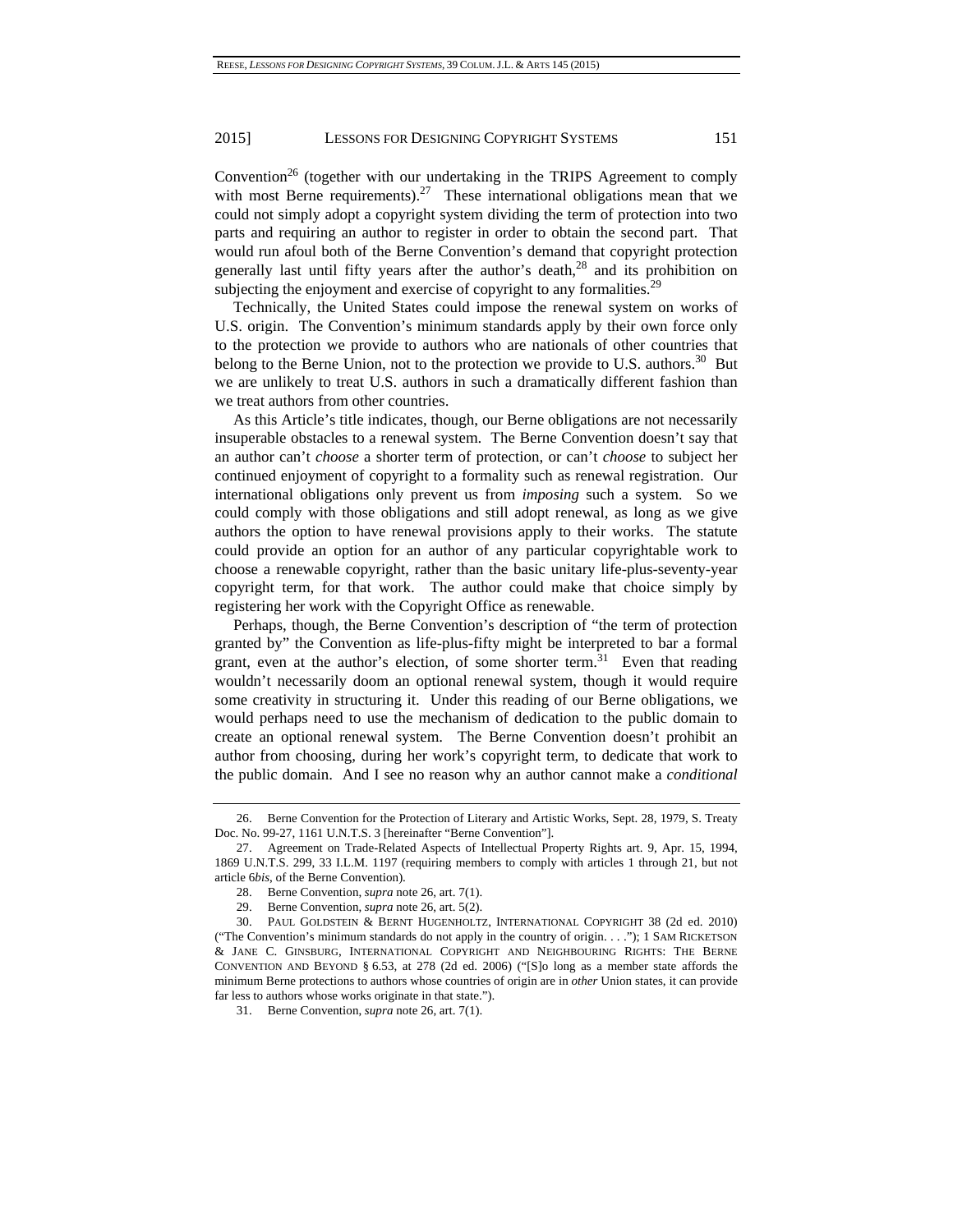Convention[26] (together with our undertaking in the TRIPS Agreement to comply with most Berne requirements).[27] These international obligations mean that we could not simply adopt a copyright system dividing the term of protection into two parts and requiring an author to register in order to obtain the second part. That would run afoul both of the Berne Convention's demand that copyright protection generally last until fifty years after the author's death,[28] and its prohibition on subjecting the enjoyment and exercise of copyright to any formalities.[29]

Technically, the United States could impose the renewal system on works of U.S. origin. The Convention's minimum standards apply by their own force only to the protection we provide to authors who are nationals of other countries that belong to the Berne Union, not to the protection we provide to U.S. authors.[30] But we are unlikely to treat U.S. authors in such a dramatically different fashion than we treat authors from other countries.

As this Article's title indicates, though, our Berne obligations are not necessarily insuperable obstacles to a renewal system. The Berne Convention doesn't say that an author can't *choose* a shorter term of protection, or can't *choose* to subject her continued enjoyment of copyright to a formality such as renewal registration. Our international obligations only prevent us from *imposing* such a system. So we could comply with those obligations and still adopt renewal, as long as we give authors the option to have renewal provisions apply to their works. The statute could provide an option for an author of any particular copyrightable work to choose a renewable copyright, rather than the basic unitary life-plus-seventy-year copyright term, for that work. The author could make that choice simply by registering her work with the Copyright Office as renewable.

Perhaps, though, the Berne Convention's description of "the term of protection granted by" the Convention as life-plus-fifty might be interpreted to bar a formal grant, even at the author's election, of some shorter term.[31] Even that reading wouldn't necessarily doom an optional renewal system, though it would require some creativity in structuring it. Under this reading of our Berne obligations, we would perhaps need to use the mechanism of dedication to the public domain to create an optional renewal system. The Berne Convention doesn't prohibit an author from choosing, during her work's copyright term, to dedicate that work to the public domain. And I see no reason why an author cannot make a *conditional*

---

26. Berne Convention for the Protection of Literary and Artistic Works, Sept. 28, 1979, S. Treaty Doc. No. 99-27, 1161 U.N.T.S. 3 [hereinafter "Berne Convention"].

27. Agreement on Trade-Related Aspects of Intellectual Property Rights art. 9, Apr. 15, 1994, 1869 U.N.T.S. 299, 33 I.L.M. 1197 (requiring members to comply with articles 1 through 21, but not article 6*bis*, of the Berne Convention).

28. Berne Convention, *supra* note 26, art. 7(1).

29. Berne Convention, *supra* note 26, art. 5(2).

30. PAUL GOLDSTEIN & BERNT HUGENHOLTZ, INTERNATIONAL COPYRIGHT 38 (2d ed. 2010) ("The Convention's minimum standards do not apply in the country of origin. . . ."); 1 SAM RICKETSON & JANE C. GINSBURG, INTERNATIONAL COPYRIGHT AND NEIGHBOURING RIGHTS: THE BERNE CONVENTION AND BEYOND § 6.53, at 278 (2d ed. 2006) ("[S]o long as a member state affords the minimum Berne protections to authors whose countries of origin are in *other* Union states, it can provide far less to authors whose works originate in that state.").

31. Berne Convention, *supra* note 26, art. 7(1).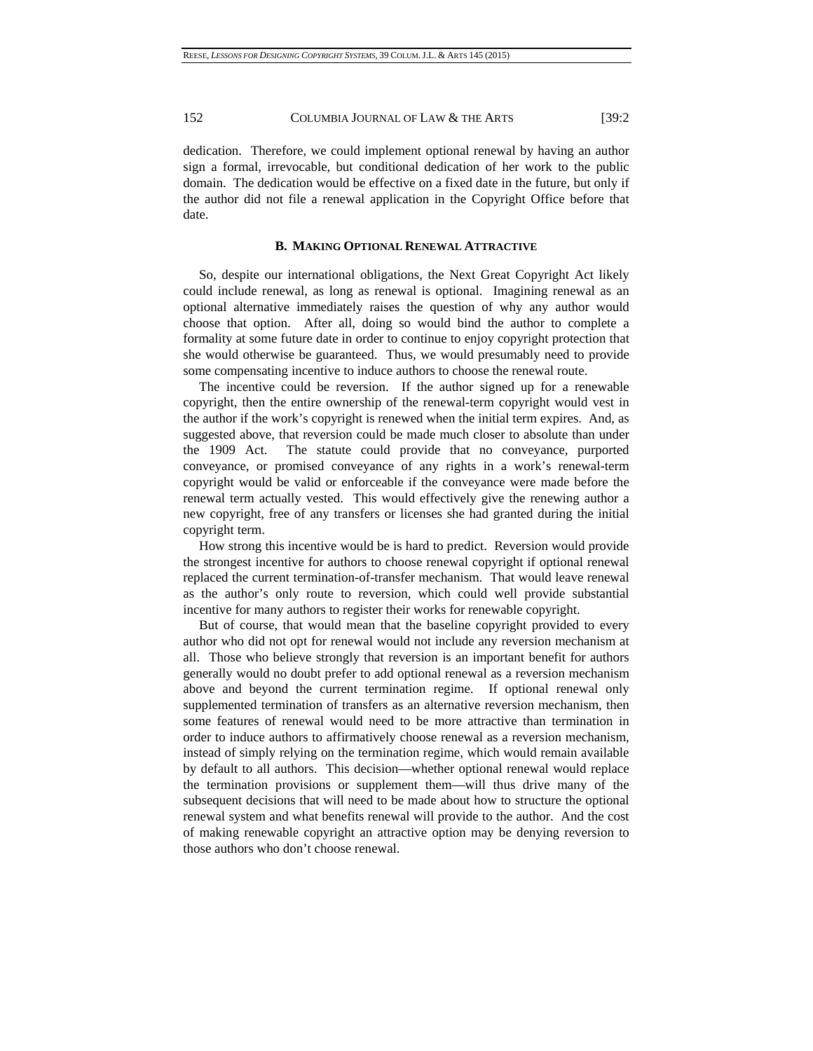dedication. Therefore, we could implement optional renewal by having an author sign a formal, irrevocable, but conditional dedication of her work to the public domain. The dedication would be effective on a fixed date in the future, but only if the author did not file a renewal application in the Copyright Office before that date.

### B. Making Optional Renewal Attractive

So, despite our international obligations, the Next Great Copyright Act likely could include renewal, as long as renewal is optional. Imagining renewal as an optional alternative immediately raises the question of why any author would choose that option. After all, doing so would bind the author to complete a formality at some future date in order to continue to enjoy copyright protection that she would otherwise be guaranteed. Thus, we would presumably need to provide some compensating incentive to induce authors to choose the renewal route.

The incentive could be reversion. If the author signed up for a renewable copyright, then the entire ownership of the renewal-term copyright would vest in the author if the work's copyright is renewed when the initial term expires. And, as suggested above, that reversion could be made much closer to absolute than under the 1909 Act. The statute could provide that no conveyance, purported conveyance, or promised conveyance of any rights in a work's renewal-term copyright would be valid or enforceable if the conveyance were made before the renewal term actually vested. This would effectively give the renewing author a new copyright, free of any transfers or licenses she had granted during the initial copyright term.

How strong this incentive would be is hard to predict. Reversion would provide the strongest incentive for authors to choose renewal copyright if optional renewal replaced the current termination-of-transfer mechanism. That would leave renewal as the author's only route to reversion, which could well provide substantial incentive for many authors to register their works for renewable copyright.

But of course, that would mean that the baseline copyright provided to every author who did not opt for renewal would not include any reversion mechanism at all. Those who believe strongly that reversion is an important benefit for authors generally would no doubt prefer to add optional renewal as a reversion mechanism above and beyond the current termination regime. If optional renewal only supplemented termination of transfers as an alternative reversion mechanism, then some features of renewal would need to be more attractive than termination in order to induce authors to affirmatively choose renewal as a reversion mechanism, instead of simply relying on the termination regime, which would remain available by default to all authors. This decision—whether optional renewal would replace the termination provisions or supplement them—will thus drive many of the subsequent decisions that will need to be made about how to structure the optional renewal system and what benefits renewal will provide to the author. And the cost of making renewable copyright an attractive option may be denying reversion to those authors who don't choose renewal.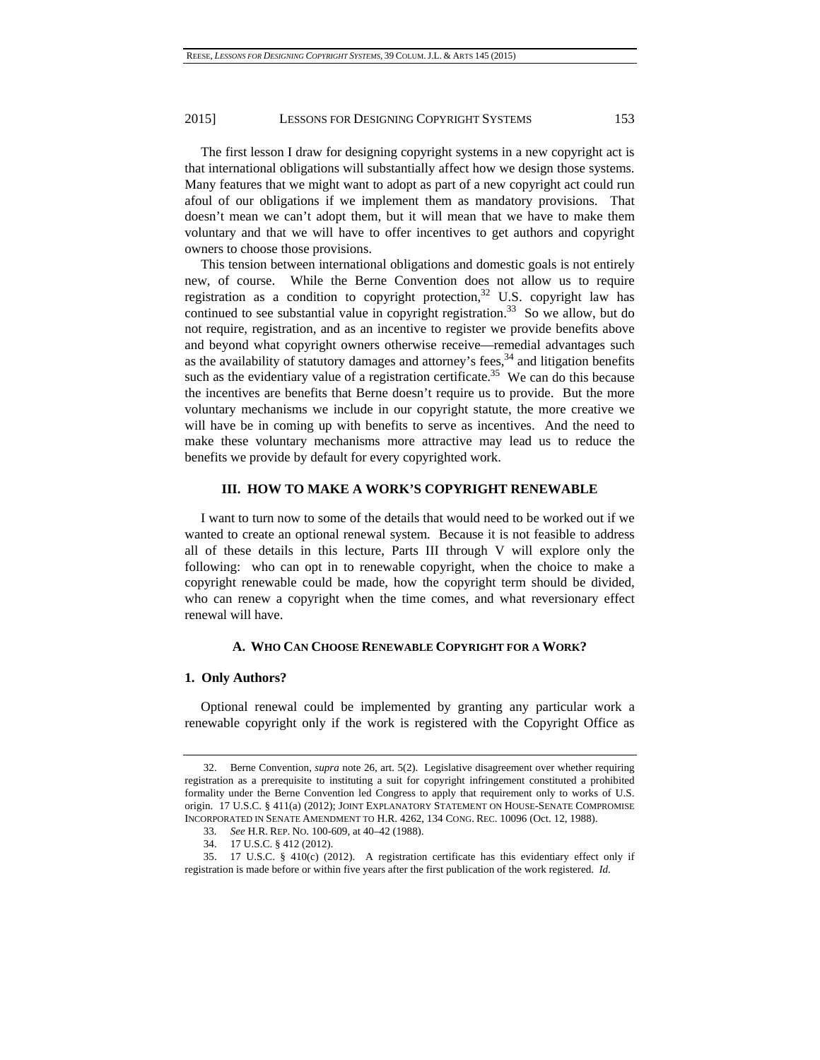The first lesson I draw for designing copyright systems in a new copyright act is that international obligations will substantially affect how we design those systems. Many features that we might want to adopt as part of a new copyright act could run afoul of our obligations if we implement them as mandatory provisions. That doesn't mean we can't adopt them, but it will mean that we have to make them voluntary and that we will have to offer incentives to get authors and copyright owners to choose those provisions.

This tension between international obligations and domestic goals is not entirely new, of course. While the Berne Convention does not allow us to require registration as a condition to copyright protection,[32] U.S. copyright law has continued to see substantial value in copyright registration.[33] So we allow, but do not require, registration, and as an incentive to register we provide benefits above and beyond what copyright owners otherwise receive—remedial advantages such as the availability of statutory damages and attorney's fees,[34] and litigation benefits such as the evidentiary value of a registration certificate.[35] We can do this because the incentives are benefits that Berne doesn't require us to provide. But the more voluntary mechanisms we include in our copyright statute, the more creative we will have be in coming up with benefits to serve as incentives. And the need to make these voluntary mechanisms more attractive may lead us to reduce the benefits we provide by default for every copyrighted work.

## III. HOW TO MAKE A WORK'S COPYRIGHT RENEWABLE

I want to turn now to some of the details that would need to be worked out if we wanted to create an optional renewal system. Because it is not feasible to address all of these details in this lecture, Parts III through V will explore only the following: who can opt in to renewable copyright, when the choice to make a copyright renewable could be made, how the copyright term should be divided, who can renew a copyright when the time comes, and what reversionary effect renewal will have.

### A. WHO CAN CHOOSE RENEWABLE COPYRIGHT FOR A WORK?

#### 1. Only Authors?

Optional renewal could be implemented by granting any particular work a renewable copyright only if the work is registered with the Copyright Office as

---

32. Berne Convention, *supra* note 26, art. 5(2). Legislative disagreement over whether requiring registration as a prerequisite to instituting a suit for copyright infringement constituted a prohibited formality under the Berne Convention led Congress to apply that requirement only to works of U.S. origin. 17 U.S.C. § 411(a) (2012); JOINT EXPLANATORY STATEMENT ON HOUSE-SENATE COMPROMISE INCORPORATED IN SENATE AMENDMENT TO H.R. 4262, 134 CONG. REC. 10096 (Oct. 12, 1988).

33. *See* H.R. REP. NO. 100-609, at 40–42 (1988).

34. 17 U.S.C. § 412 (2012).

35. 17 U.S.C. § 410(c) (2012). A registration certificate has this evidentiary effect only if registration is made before or within five years after the first publication of the work registered. *Id.*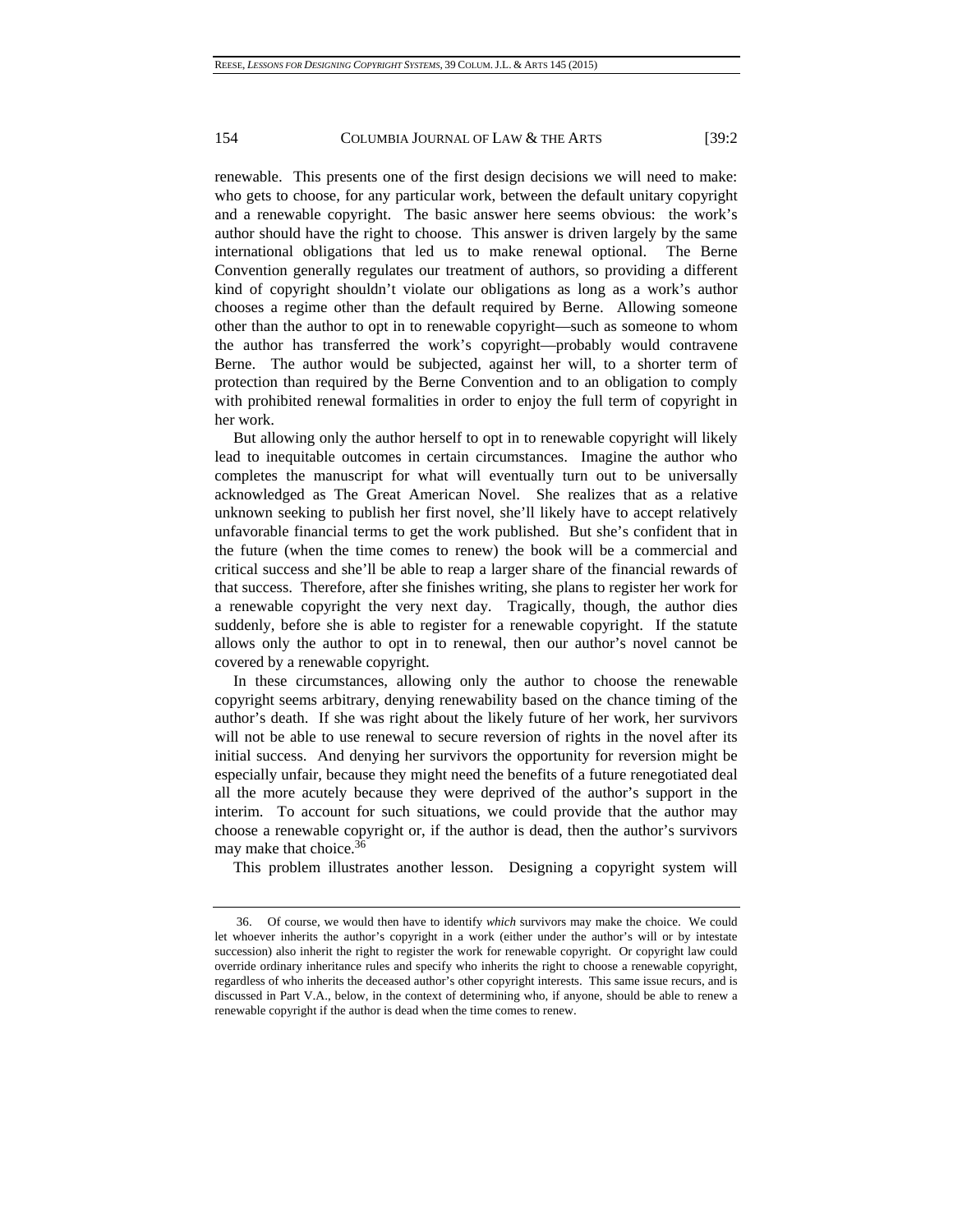renewable. This presents one of the first design decisions we will need to make: who gets to choose, for any particular work, between the default unitary copyright and a renewable copyright. The basic answer here seems obvious: the work's author should have the right to choose. This answer is driven largely by the same international obligations that led us to make renewal optional. The Berne Convention generally regulates our treatment of authors, so providing a different kind of copyright shouldn't violate our obligations as long as a work's author chooses a regime other than the default required by Berne. Allowing someone other than the author to opt in to renewable copyright—such as someone to whom the author has transferred the work's copyright—probably would contravene Berne. The author would be subjected, against her will, to a shorter term of protection than required by the Berne Convention and to an obligation to comply with prohibited renewal formalities in order to enjoy the full term of copyright in her work.

But allowing only the author herself to opt in to renewable copyright will likely lead to inequitable outcomes in certain circumstances. Imagine the author who completes the manuscript for what will eventually turn out to be universally acknowledged as The Great American Novel. She realizes that as a relative unknown seeking to publish her first novel, she'll likely have to accept relatively unfavorable financial terms to get the work published. But she's confident that in the future (when the time comes to renew) the book will be a commercial and critical success and she'll be able to reap a larger share of the financial rewards of that success. Therefore, after she finishes writing, she plans to register her work for a renewable copyright the very next day. Tragically, though, the author dies suddenly, before she is able to register for a renewable copyright. If the statute allows only the author to opt in to renewal, then our author's novel cannot be covered by a renewable copyright.

In these circumstances, allowing only the author to choose the renewable copyright seems arbitrary, denying renewability based on the chance timing of the author's death. If she was right about the likely future of her work, her survivors will not be able to use renewal to secure reversion of rights in the novel after its initial success. And denying her survivors the opportunity for reversion might be especially unfair, because they might need the benefits of a future renegotiated deal all the more acutely because they were deprived of the author's support in the interim. To account for such situations, we could provide that the author may choose a renewable copyright or, if the author is dead, then the author's survivors may make that choice.[36]

This problem illustrates another lesson. Designing a copyright system will

36. Of course, we would then have to identify *which* survivors may make the choice. We could let whoever inherits the author's copyright in a work (either under the author's will or by intestate succession) also inherit the right to register the work for renewable copyright. Or copyright law could override ordinary inheritance rules and specify who inherits the right to choose a renewable copyright, regardless of who inherits the deceased author's other copyright interests. This same issue recurs, and is discussed in Part V.A., below, in the context of determining who, if anyone, should be able to renew a renewable copyright if the author is dead when the time comes to renew.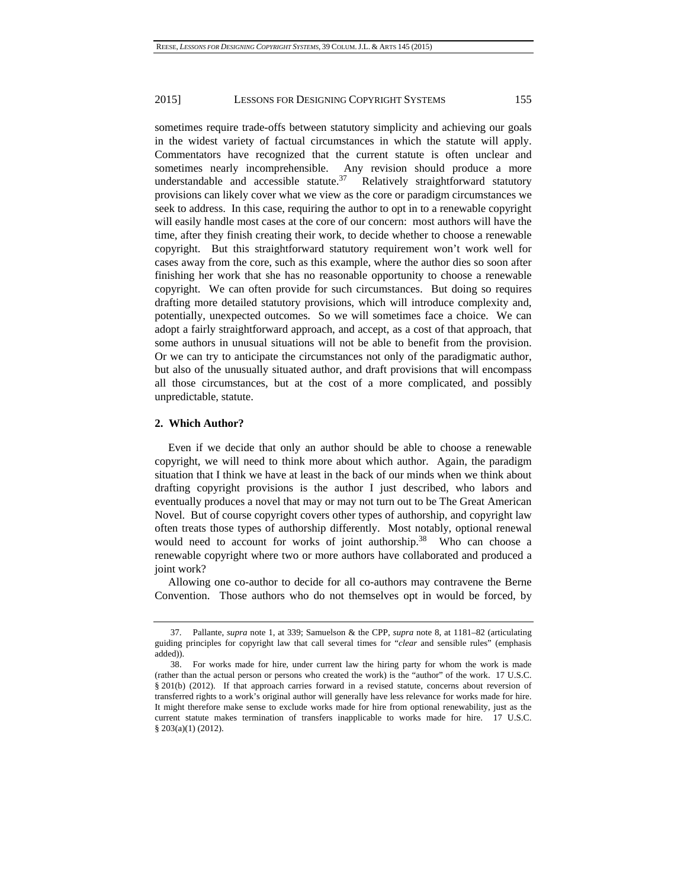sometimes require trade-offs between statutory simplicity and achieving our goals in the widest variety of factual circumstances in which the statute will apply. Commentators have recognized that the current statute is often unclear and sometimes nearly incomprehensible. Any revision should produce a more understandable and accessible statute.[37] Relatively straightforward statutory provisions can likely cover what we view as the core or paradigm circumstances we seek to address. In this case, requiring the author to opt in to a renewable copyright will easily handle most cases at the core of our concern: most authors will have the time, after they finish creating their work, to decide whether to choose a renewable copyright. But this straightforward statutory requirement won't work well for cases away from the core, such as this example, where the author dies so soon after finishing her work that she has no reasonable opportunity to choose a renewable copyright. We can often provide for such circumstances. But doing so requires drafting more detailed statutory provisions, which will introduce complexity and, potentially, unexpected outcomes. So we will sometimes face a choice. We can adopt a fairly straightforward approach, and accept, as a cost of that approach, that some authors in unusual situations will not be able to benefit from the provision. Or we can try to anticipate the circumstances not only of the paradigmatic author, but also of the unusually situated author, and draft provisions that will encompass all those circumstances, but at the cost of a more complicated, and possibly unpredictable, statute.

### 2. Which Author?

Even if we decide that only an author should be able to choose a renewable copyright, we will need to think more about which author. Again, the paradigm situation that I think we have at least in the back of our minds when we think about drafting copyright provisions is the author I just described, who labors and eventually produces a novel that may or may not turn out to be The Great American Novel. But of course copyright covers other types of authorship, and copyright law often treats those types of authorship differently. Most notably, optional renewal would need to account for works of joint authorship.[38] Who can choose a renewable copyright where two or more authors have collaborated and produced a joint work?

Allowing one co-author to decide for all co-authors may contravene the Berne Convention. Those authors who do not themselves opt in would be forced, by

---

37. Pallante, *supra* note 1, at 339; Samuelson & the CPP, *supra* note 8, at 1181–82 (articulating guiding principles for copyright law that call several times for "*clear* and sensible rules" (emphasis added)).

38. For works made for hire, under current law the hiring party for whom the work is made (rather than the actual person or persons who created the work) is the "author" of the work. 17 U.S.C. § 201(b) (2012). If that approach carries forward in a revised statute, concerns about reversion of transferred rights to a work's original author will generally have less relevance for works made for hire. It might therefore make sense to exclude works made for hire from optional renewability, just as the current statute makes termination of transfers inapplicable to works made for hire. 17 U.S.C. § 203(a)(1) (2012).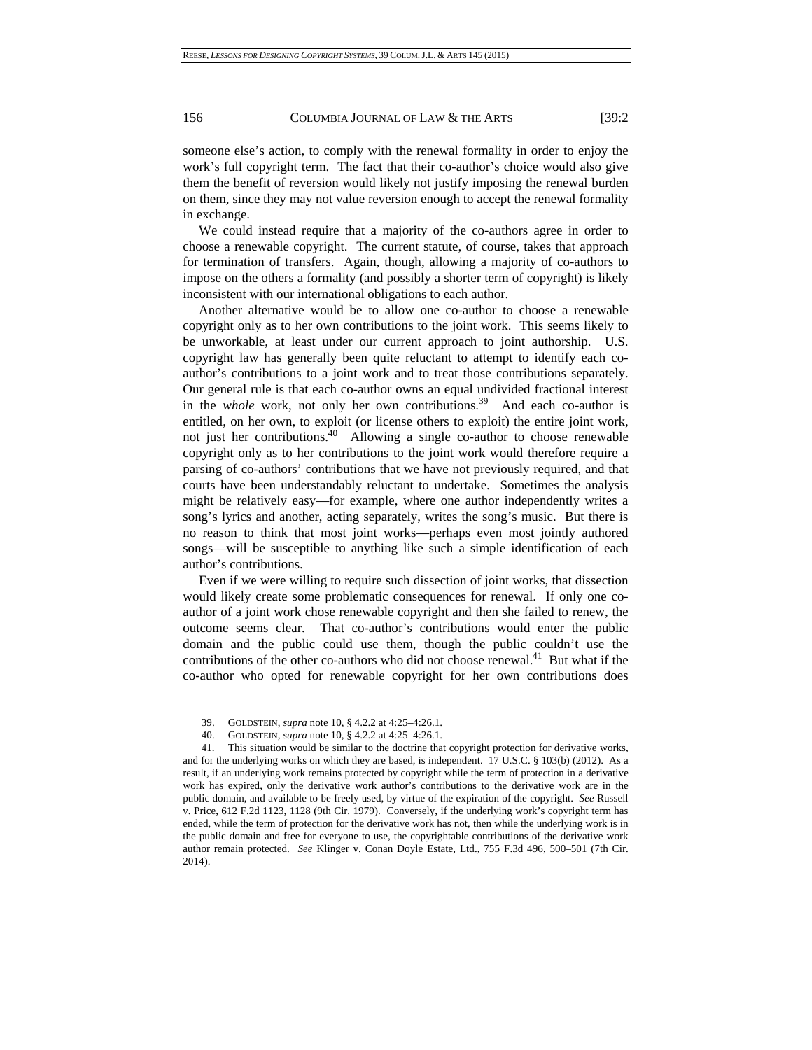someone else's action, to comply with the renewal formality in order to enjoy the work's full copyright term. The fact that their co-author's choice would also give them the benefit of reversion would likely not justify imposing the renewal burden on them, since they may not value reversion enough to accept the renewal formality in exchange.

We could instead require that a majority of the co-authors agree in order to choose a renewable copyright. The current statute, of course, takes that approach for termination of transfers. Again, though, allowing a majority of co-authors to impose on the others a formality (and possibly a shorter term of copyright) is likely inconsistent with our international obligations to each author.

Another alternative would be to allow one co-author to choose a renewable copyright only as to her own contributions to the joint work. This seems likely to be unworkable, at least under our current approach to joint authorship. U.S. copyright law has generally been quite reluctant to attempt to identify each co-author's contributions to a joint work and to treat those contributions separately. Our general rule is that each co-author owns an equal undivided fractional interest in the *whole* work, not only her own contributions.[39] And each co-author is entitled, on her own, to exploit (or license others to exploit) the entire joint work, not just her contributions.[40] Allowing a single co-author to choose renewable copyright only as to her contributions to the joint work would therefore require a parsing of co-authors' contributions that we have not previously required, and that courts have been understandably reluctant to undertake. Sometimes the analysis might be relatively easy—for example, where one author independently writes a song's lyrics and another, acting separately, writes the song's music. But there is no reason to think that most joint works—perhaps even most jointly authored songs—will be susceptible to anything like such a simple identification of each author's contributions.

Even if we were willing to require such dissection of joint works, that dissection would likely create some problematic consequences for renewal. If only one co-author of a joint work chose renewable copyright and then she failed to renew, the outcome seems clear. That co-author's contributions would enter the public domain and the public could use them, though the public couldn't use the contributions of the other co-authors who did not choose renewal.[41] But what if the co-author who opted for renewable copyright for her own contributions does

---

39. GOLDSTEIN, *supra* note 10, § 4.2.2 at 4:25–4:26.1.

40. GOLDSTEIN, *supra* note 10, § 4.2.2 at 4:25–4:26.1.

41. This situation would be similar to the doctrine that copyright protection for derivative works, and for the underlying works on which they are based, is independent. 17 U.S.C. § 103(b) (2012). As a result, if an underlying work remains protected by copyright while the term of protection in a derivative work has expired, only the derivative work author's contributions to the derivative work are in the public domain, and available to be freely used, by virtue of the expiration of the copyright. *See* Russell v. Price, 612 F.2d 1123, 1128 (9th Cir. 1979). Conversely, if the underlying work's copyright term has ended, while the term of protection for the derivative work has not, then while the underlying work is in the public domain and free for everyone to use, the copyrightable contributions of the derivative work author remain protected. *See* Klinger v. Conan Doyle Estate, Ltd., 755 F.3d 496, 500–501 (7th Cir. 2014).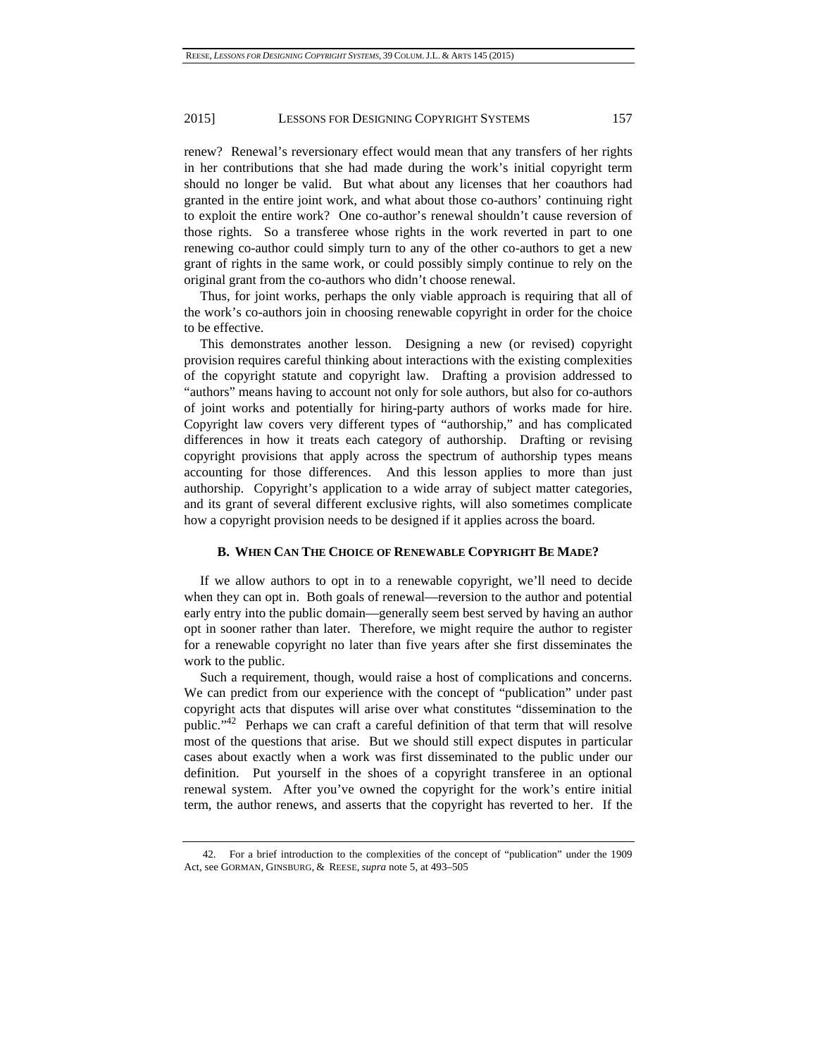renew? Renewal's reversionary effect would mean that any transfers of her rights in her contributions that she had made during the work's initial copyright term should no longer be valid. But what about any licenses that her coauthors had granted in the entire joint work, and what about those co-authors' continuing right to exploit the entire work? One co-author's renewal shouldn't cause reversion of those rights. So a transferee whose rights in the work reverted in part to one renewing co-author could simply turn to any of the other co-authors to get a new grant of rights in the same work, or could possibly simply continue to rely on the original grant from the co-authors who didn't choose renewal.

Thus, for joint works, perhaps the only viable approach is requiring that all of the work's co-authors join in choosing renewable copyright in order for the choice to be effective.

This demonstrates another lesson. Designing a new (or revised) copyright provision requires careful thinking about interactions with the existing complexities of the copyright statute and copyright law. Drafting a provision addressed to "authors" means having to account not only for sole authors, but also for co-authors of joint works and potentially for hiring-party authors of works made for hire. Copyright law covers very different types of "authorship," and has complicated differences in how it treats each category of authorship. Drafting or revising copyright provisions that apply across the spectrum of authorship types means accounting for those differences. And this lesson applies to more than just authorship. Copyright's application to a wide array of subject matter categories, and its grant of several different exclusive rights, will also sometimes complicate how a copyright provision needs to be designed if it applies across the board.

### B. When Can The Choice of Renewable Copyright Be Made?

If we allow authors to opt in to a renewable copyright, we'll need to decide when they can opt in. Both goals of renewal—reversion to the author and potential early entry into the public domain—generally seem best served by having an author opt in sooner rather than later. Therefore, we might require the author to register for a renewable copyright no later than five years after she first disseminates the work to the public.

Such a requirement, though, would raise a host of complications and concerns. We can predict from our experience with the concept of "publication" under past copyright acts that disputes will arise over what constitutes "dissemination to the public."[42] Perhaps we can craft a careful definition of that term that will resolve most of the questions that arise. But we should still expect disputes in particular cases about exactly when a work was first disseminated to the public under our definition. Put yourself in the shoes of a copyright transferee in an optional renewal system. After you've owned the copyright for the work's entire initial term, the author renews, and asserts that the copyright has reverted to her. If the

---

42. For a brief introduction to the complexities of the concept of "publication" under the 1909 Act, see GORMAN, GINSBURG, & REESE, *supra* note 5, at 493–505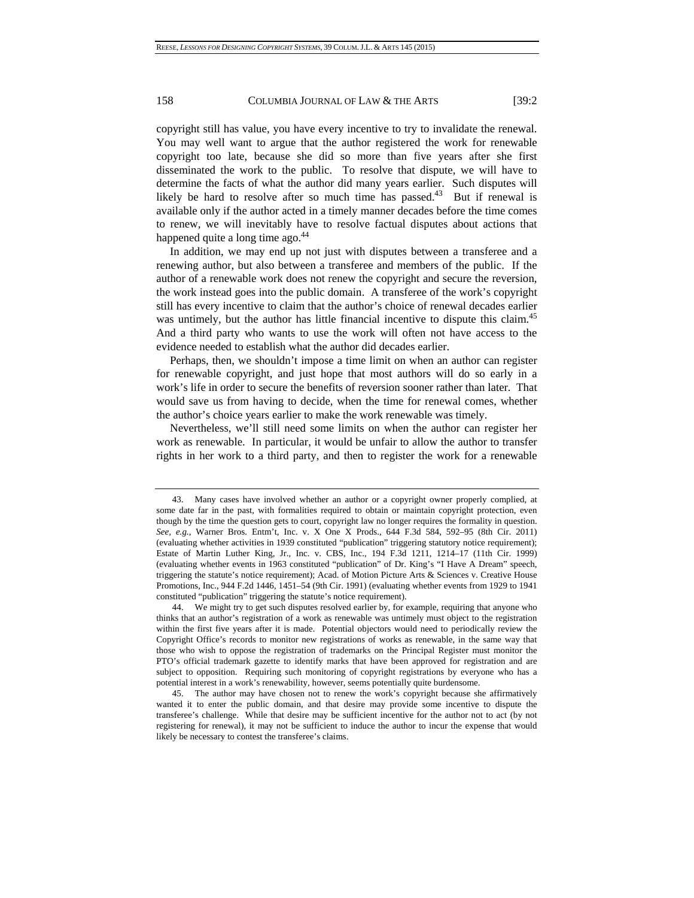copyright still has value, you have every incentive to try to invalidate the renewal. You may well want to argue that the author registered the work for renewable copyright too late, because she did so more than five years after she first disseminated the work to the public. To resolve that dispute, we will have to determine the facts of what the author did many years earlier. Such disputes will likely be hard to resolve after so much time has passed.[43] But if renewal is available only if the author acted in a timely manner decades before the time comes to renew, we will inevitably have to resolve factual disputes about actions that happened quite a long time ago.[44]

In addition, we may end up not just with disputes between a transferee and a renewing author, but also between a transferee and members of the public. If the author of a renewable work does not renew the copyright and secure the reversion, the work instead goes into the public domain. A transferee of the work's copyright still has every incentive to claim that the author's choice of renewal decades earlier was untimely, but the author has little financial incentive to dispute this claim.[45] And a third party who wants to use the work will often not have access to the evidence needed to establish what the author did decades earlier.

Perhaps, then, we shouldn't impose a time limit on when an author can register for renewable copyright, and just hope that most authors will do so early in a work's life in order to secure the benefits of reversion sooner rather than later. That would save us from having to decide, when the time for renewal comes, whether the author's choice years earlier to make the work renewable was timely.

Nevertheless, we'll still need some limits on when the author can register her work as renewable. In particular, it would be unfair to allow the author to transfer rights in her work to a third party, and then to register the work for a renewable

---

43. Many cases have involved whether an author or a copyright owner properly complied, at some date far in the past, with formalities required to obtain or maintain copyright protection, even though by the time the question gets to court, copyright law no longer requires the formality in question. *See, e.g.*, Warner Bros. Entm't, Inc. v. X One X Prods., 644 F.3d 584, 592–95 (8th Cir. 2011) (evaluating whether activities in 1939 constituted "publication" triggering statutory notice requirement); Estate of Martin Luther King, Jr., Inc. v. CBS, Inc., 194 F.3d 1211, 1214–17 (11th Cir. 1999) (evaluating whether events in 1963 constituted "publication" of Dr. King's "I Have A Dream" speech, triggering the statute's notice requirement); Acad. of Motion Picture Arts & Sciences v. Creative House Promotions, Inc., 944 F.2d 1446, 1451–54 (9th Cir. 1991) (evaluating whether events from 1929 to 1941 constituted "publication" triggering the statute's notice requirement).

44. We might try to get such disputes resolved earlier by, for example, requiring that anyone who thinks that an author's registration of a work as renewable was untimely must object to the registration within the first five years after it is made. Potential objectors would need to periodically review the Copyright Office's records to monitor new registrations of works as renewable, in the same way that those who wish to oppose the registration of trademarks on the Principal Register must monitor the PTO's official trademark gazette to identify marks that have been approved for registration and are subject to opposition. Requiring such monitoring of copyright registrations by everyone who has a potential interest in a work's renewability, however, seems potentially quite burdensome.

45. The author may have chosen not to renew the work's copyright because she affirmatively wanted it to enter the public domain, and that desire may provide some incentive to dispute the transferee's challenge. While that desire may be sufficient incentive for the author not to act (by not registering for renewal), it may not be sufficient to induce the author to incur the expense that would likely be necessary to contest the transferee's claims.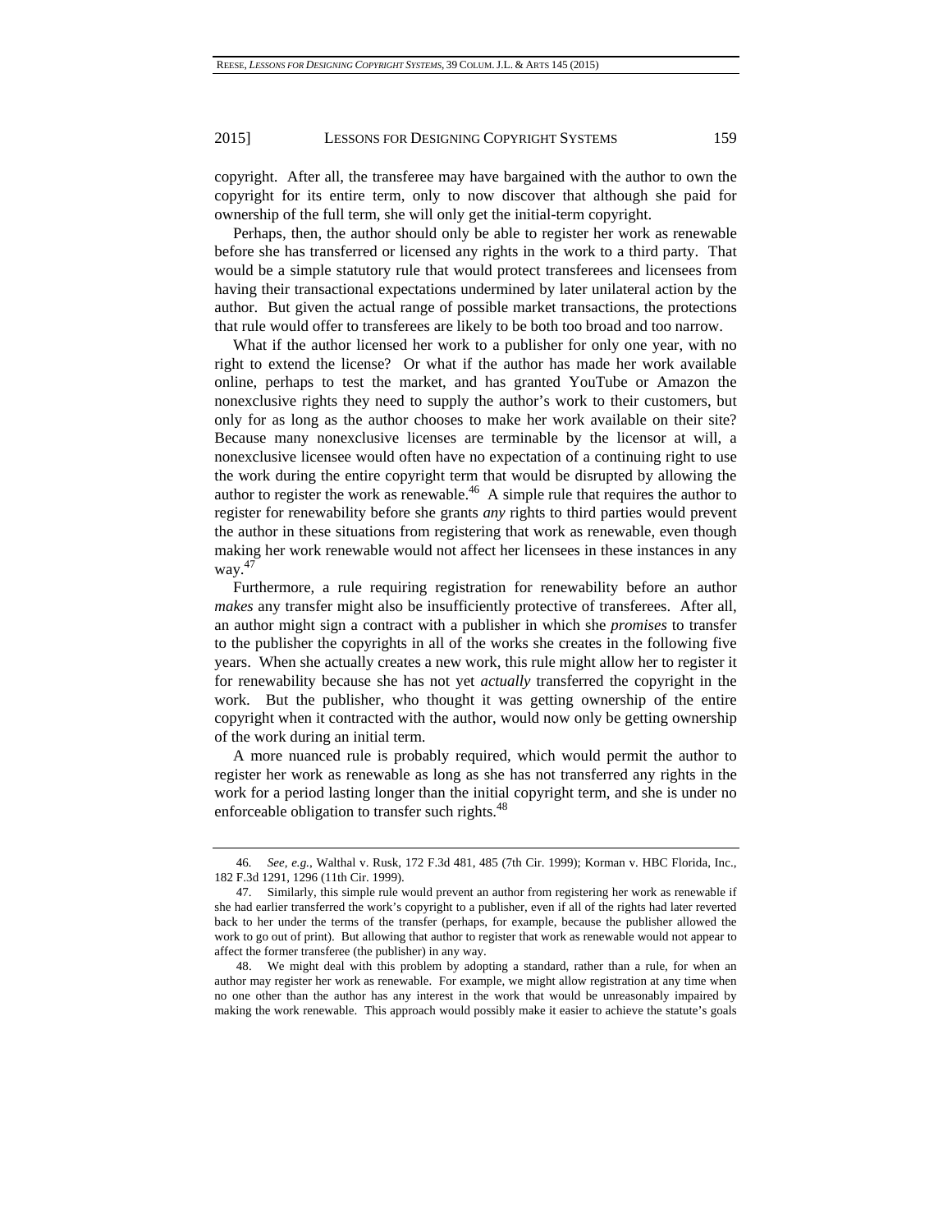copyright. After all, the transferee may have bargained with the author to own the copyright for its entire term, only to now discover that although she paid for ownership of the full term, she will only get the initial-term copyright.

Perhaps, then, the author should only be able to register her work as renewable before she has transferred or licensed any rights in the work to a third party. That would be a simple statutory rule that would protect transferees and licensees from having their transactional expectations undermined by later unilateral action by the author. But given the actual range of possible market transactions, the protections that rule would offer to transferees are likely to be both too broad and too narrow.

What if the author licensed her work to a publisher for only one year, with no right to extend the license? Or what if the author has made her work available online, perhaps to test the market, and has granted YouTube or Amazon the nonexclusive rights they need to supply the author's work to their customers, but only for as long as the author chooses to make her work available on their site? Because many nonexclusive licenses are terminable by the licensor at will, a nonexclusive licensee would often have no expectation of a continuing right to use the work during the entire copyright term that would be disrupted by allowing the author to register the work as renewable.[46] A simple rule that requires the author to register for renewability before she grants *any* rights to third parties would prevent the author in these situations from registering that work as renewable, even though making her work renewable would not affect her licensees in these instances in any way.[47]

Furthermore, a rule requiring registration for renewability before an author *makes* any transfer might also be insufficiently protective of transferees. After all, an author might sign a contract with a publisher in which she *promises* to transfer to the publisher the copyrights in all of the works she creates in the following five years. When she actually creates a new work, this rule might allow her to register it for renewability because she has not yet *actually* transferred the copyright in the work. But the publisher, who thought it was getting ownership of the entire copyright when it contracted with the author, would now only be getting ownership of the work during an initial term.

A more nuanced rule is probably required, which would permit the author to register her work as renewable as long as she has not transferred any rights in the work for a period lasting longer than the initial copyright term, and she is under no enforceable obligation to transfer such rights.[48]

---

46. *See, e.g.*, Walthal v. Rusk, 172 F.3d 481, 485 (7th Cir. 1999); Korman v. HBC Florida, Inc., 182 F.3d 1291, 1296 (11th Cir. 1999).

47. Similarly, this simple rule would prevent an author from registering her work as renewable if she had earlier transferred the work's copyright to a publisher, even if all of the rights had later reverted back to her under the terms of the transfer (perhaps, for example, because the publisher allowed the work to go out of print). But allowing that author to register that work as renewable would not appear to affect the former transferee (the publisher) in any way.

48. We might deal with this problem by adopting a standard, rather than a rule, for when an author may register her work as renewable. For example, we might allow registration at any time when no one other than the author has any interest in the work that would be unreasonably impaired by making the work renewable. This approach would possibly make it easier to achieve the statute's goals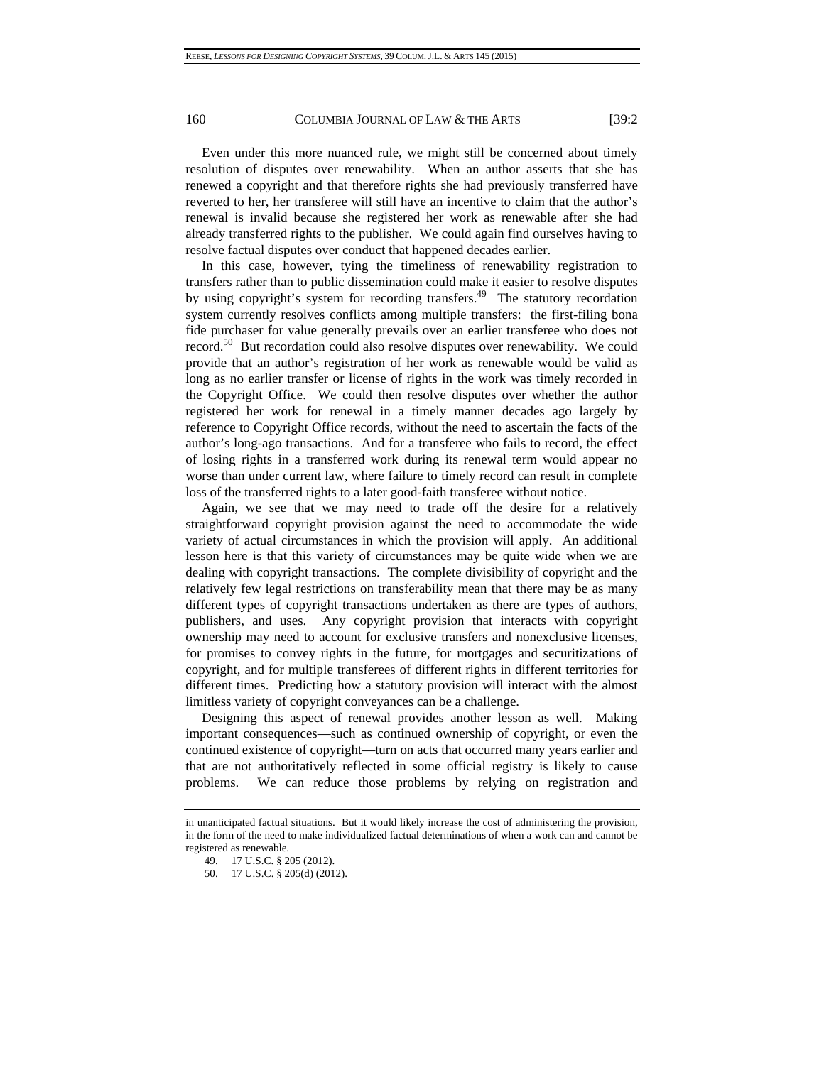Even under this more nuanced rule, we might still be concerned about timely resolution of disputes over renewability. When an author asserts that she has renewed a copyright and that therefore rights she had previously transferred have reverted to her, her transferee will still have an incentive to claim that the author's renewal is invalid because she registered her work as renewable after she had already transferred rights to the publisher. We could again find ourselves having to resolve factual disputes over conduct that happened decades earlier.

In this case, however, tying the timeliness of renewability registration to transfers rather than to public dissemination could make it easier to resolve disputes by using copyright's system for recording transfers.[49] The statutory recordation system currently resolves conflicts among multiple transfers: the first-filing bona fide purchaser for value generally prevails over an earlier transferee who does not record.[50] But recordation could also resolve disputes over renewability. We could provide that an author's registration of her work as renewable would be valid as long as no earlier transfer or license of rights in the work was timely recorded in the Copyright Office. We could then resolve disputes over whether the author registered her work for renewal in a timely manner decades ago largely by reference to Copyright Office records, without the need to ascertain the facts of the author's long-ago transactions. And for a transferee who fails to record, the effect of losing rights in a transferred work during its renewal term would appear no worse than under current law, where failure to timely record can result in complete loss of the transferred rights to a later good-faith transferee without notice.

Again, we see that we may need to trade off the desire for a relatively straightforward copyright provision against the need to accommodate the wide variety of actual circumstances in which the provision will apply. An additional lesson here is that this variety of circumstances may be quite wide when we are dealing with copyright transactions. The complete divisibility of copyright and the relatively few legal restrictions on transferability mean that there may be as many different types of copyright transactions undertaken as there are types of authors, publishers, and uses. Any copyright provision that interacts with copyright ownership may need to account for exclusive transfers and nonexclusive licenses, for promises to convey rights in the future, for mortgages and securitizations of copyright, and for multiple transferees of different rights in different territories for different times. Predicting how a statutory provision will interact with the almost limitless variety of copyright conveyances can be a challenge.

Designing this aspect of renewal provides another lesson as well. Making important consequences—such as continued ownership of copyright, or even the continued existence of copyright—turn on acts that occurred many years earlier and that are not authoritatively reflected in some official registry is likely to cause problems. We can reduce those problems by relying on registration and

---

in unanticipated factual situations. But it would likely increase the cost of administering the provision, in the form of the need to make individualized factual determinations of when a work can and cannot be registered as renewable.

49. 17 U.S.C. § 205 (2012).

50. 17 U.S.C. § 205(d) (2012).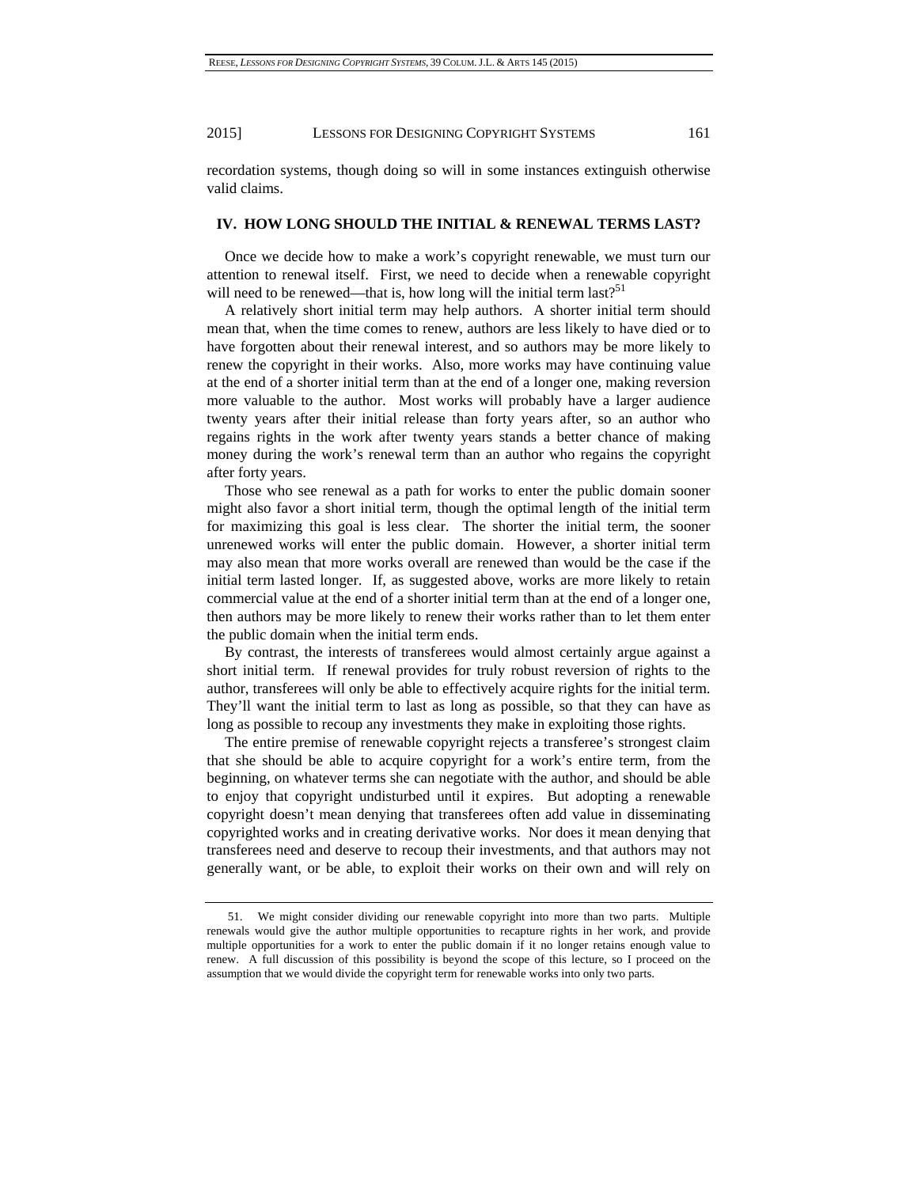recordation systems, though doing so will in some instances extinguish otherwise valid claims.

## IV. HOW LONG SHOULD THE INITIAL & RENEWAL TERMS LAST?

Once we decide how to make a work's copyright renewable, we must turn our attention to renewal itself. First, we need to decide when a renewable copyright will need to be renewed—that is, how long will the initial term last?[51]

A relatively short initial term may help authors. A shorter initial term should mean that, when the time comes to renew, authors are less likely to have died or to have forgotten about their renewal interest, and so authors may be more likely to renew the copyright in their works. Also, more works may have continuing value at the end of a shorter initial term than at the end of a longer one, making reversion more valuable to the author. Most works will probably have a larger audience twenty years after their initial release than forty years after, so an author who regains rights in the work after twenty years stands a better chance of making money during the work's renewal term than an author who regains the copyright after forty years.

Those who see renewal as a path for works to enter the public domain sooner might also favor a short initial term, though the optimal length of the initial term for maximizing this goal is less clear. The shorter the initial term, the sooner unrenewed works will enter the public domain. However, a shorter initial term may also mean that more works overall are renewed than would be the case if the initial term lasted longer. If, as suggested above, works are more likely to retain commercial value at the end of a shorter initial term than at the end of a longer one, then authors may be more likely to renew their works rather than to let them enter the public domain when the initial term ends.

By contrast, the interests of transferees would almost certainly argue against a short initial term. If renewal provides for truly robust reversion of rights to the author, transferees will only be able to effectively acquire rights for the initial term. They'll want the initial term to last as long as possible, so that they can have as long as possible to recoup any investments they make in exploiting those rights.

The entire premise of renewable copyright rejects a transferee's strongest claim that she should be able to acquire copyright for a work's entire term, from the beginning, on whatever terms she can negotiate with the author, and should be able to enjoy that copyright undisturbed until it expires. But adopting a renewable copyright doesn't mean denying that transferees often add value in disseminating copyrighted works and in creating derivative works. Nor does it mean denying that transferees need and deserve to recoup their investments, and that authors may not generally want, or be able, to exploit their works on their own and will rely on

---

51. We might consider dividing our renewable copyright into more than two parts. Multiple renewals would give the author multiple opportunities to recapture rights in her work, and provide multiple opportunities for a work to enter the public domain if it no longer retains enough value to renew. A full discussion of this possibility is beyond the scope of this lecture, so I proceed on the assumption that we would divide the copyright term for renewable works into only two parts.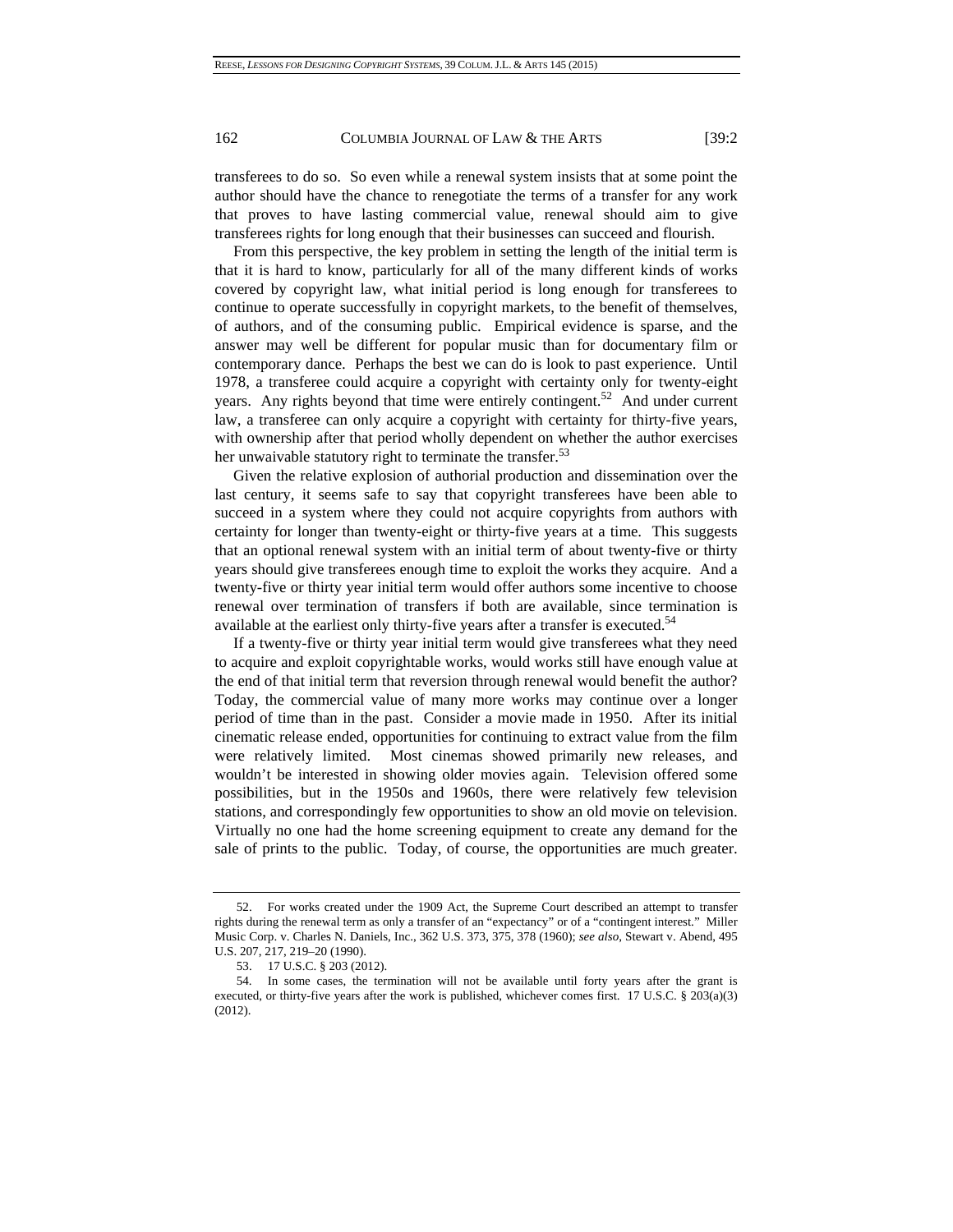transferees to do so. So even while a renewal system insists that at some point the author should have the chance to renegotiate the terms of a transfer for any work that proves to have lasting commercial value, renewal should aim to give transferees rights for long enough that their businesses can succeed and flourish.

From this perspective, the key problem in setting the length of the initial term is that it is hard to know, particularly for all of the many different kinds of works covered by copyright law, what initial period is long enough for transferees to continue to operate successfully in copyright markets, to the benefit of themselves, of authors, and of the consuming public. Empirical evidence is sparse, and the answer may well be different for popular music than for documentary film or contemporary dance. Perhaps the best we can do is look to past experience. Until 1978, a transferee could acquire a copyright with certainty only for twenty-eight years. Any rights beyond that time were entirely contingent.[52] And under current law, a transferee can only acquire a copyright with certainty for thirty-five years, with ownership after that period wholly dependent on whether the author exercises her unwaivable statutory right to terminate the transfer.[53]

Given the relative explosion of authorial production and dissemination over the last century, it seems safe to say that copyright transferees have been able to succeed in a system where they could not acquire copyrights from authors with certainty for longer than twenty-eight or thirty-five years at a time. This suggests that an optional renewal system with an initial term of about twenty-five or thirty years should give transferees enough time to exploit the works they acquire. And a twenty-five or thirty year initial term would offer authors some incentive to choose renewal over termination of transfers if both are available, since termination is available at the earliest only thirty-five years after a transfer is executed.[54]

If a twenty-five or thirty year initial term would give transferees what they need to acquire and exploit copyrightable works, would works still have enough value at the end of that initial term that reversion through renewal would benefit the author? Today, the commercial value of many more works may continue over a longer period of time than in the past. Consider a movie made in 1950. After its initial cinematic release ended, opportunities for continuing to extract value from the film were relatively limited. Most cinemas showed primarily new releases, and wouldn't be interested in showing older movies again. Television offered some possibilities, but in the 1950s and 1960s, there were relatively few television stations, and correspondingly few opportunities to show an old movie on television. Virtually no one had the home screening equipment to create any demand for the sale of prints to the public. Today, of course, the opportunities are much greater.

---

52. For works created under the 1909 Act, the Supreme Court described an attempt to transfer rights during the renewal term as only a transfer of an "expectancy" or of a "contingent interest." Miller Music Corp. v. Charles N. Daniels, Inc., 362 U.S. 373, 375, 378 (1960); *see also*, Stewart v. Abend, 495 U.S. 207, 217, 219–20 (1990).

53. 17 U.S.C. § 203 (2012).

54. In some cases, the termination will not be available until forty years after the grant is executed, or thirty-five years after the work is published, whichever comes first. 17 U.S.C. § 203(a)(3) (2012).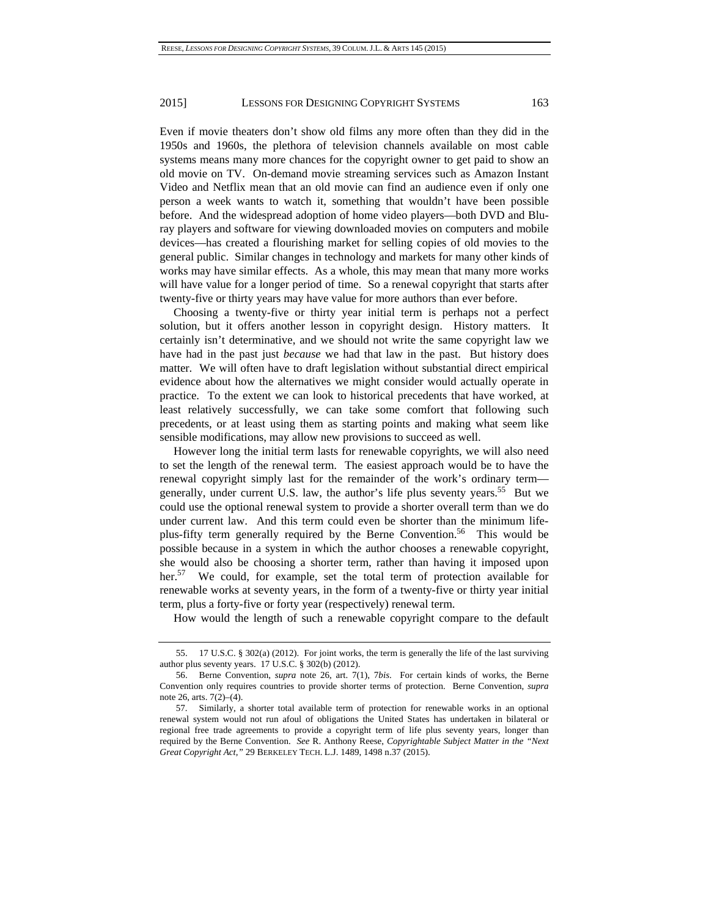Even if movie theaters don't show old films any more often than they did in the 1950s and 1960s, the plethora of television channels available on most cable systems means many more chances for the copyright owner to get paid to show an old movie on TV. On-demand movie streaming services such as Amazon Instant Video and Netflix mean that an old movie can find an audience even if only one person a week wants to watch it, something that wouldn't have been possible before. And the widespread adoption of home video players—both DVD and Blu-ray players and software for viewing downloaded movies on computers and mobile devices—has created a flourishing market for selling copies of old movies to the general public. Similar changes in technology and markets for many other kinds of works may have similar effects. As a whole, this may mean that many more works will have value for a longer period of time. So a renewal copyright that starts after twenty-five or thirty years may have value for more authors than ever before.

Choosing a twenty-five or thirty year initial term is perhaps not a perfect solution, but it offers another lesson in copyright design. History matters. It certainly isn't determinative, and we should not write the same copyright law we have had in the past just *because* we had that law in the past. But history does matter. We will often have to draft legislation without substantial direct empirical evidence about how the alternatives we might consider would actually operate in practice. To the extent we can look to historical precedents that have worked, at least relatively successfully, we can take some comfort that following such precedents, or at least using them as starting points and making what seem like sensible modifications, may allow new provisions to succeed as well.

However long the initial term lasts for renewable copyrights, we will also need to set the length of the renewal term. The easiest approach would be to have the renewal copyright simply last for the remainder of the work's ordinary term—generally, under current U.S. law, the author's life plus seventy years.[55] But we could use the optional renewal system to provide a shorter overall term than we do under current law. And this term could even be shorter than the minimum life-plus-fifty term generally required by the Berne Convention.[56] This would be possible because in a system in which the author chooses a renewable copyright, she would also be choosing a shorter term, rather than having it imposed upon her.[57] We could, for example, set the total term of protection available for renewable works at seventy years, in the form of a twenty-five or thirty year initial term, plus a forty-five or forty year (respectively) renewal term.

How would the length of such a renewable copyright compare to the default

---

55. 17 U.S.C. § 302(a) (2012). For joint works, the term is generally the life of the last surviving author plus seventy years. 17 U.S.C. § 302(b) (2012).

56. Berne Convention, *supra* note 26, art. 7(1), 7*bis*. For certain kinds of works, the Berne Convention only requires countries to provide shorter terms of protection. Berne Convention, *supra* note 26, arts. 7(2)–(4).

57. Similarly, a shorter total available term of protection for renewable works in an optional renewal system would not run afoul of obligations the United States has undertaken in bilateral or regional free trade agreements to provide a copyright term of life plus seventy years, longer than required by the Berne Convention. *See* R. Anthony Reese, *Copyrightable Subject Matter in the "Next Great Copyright Act,"* 29 BERKELEY TECH. L.J. 1489, 1498 n.37 (2015).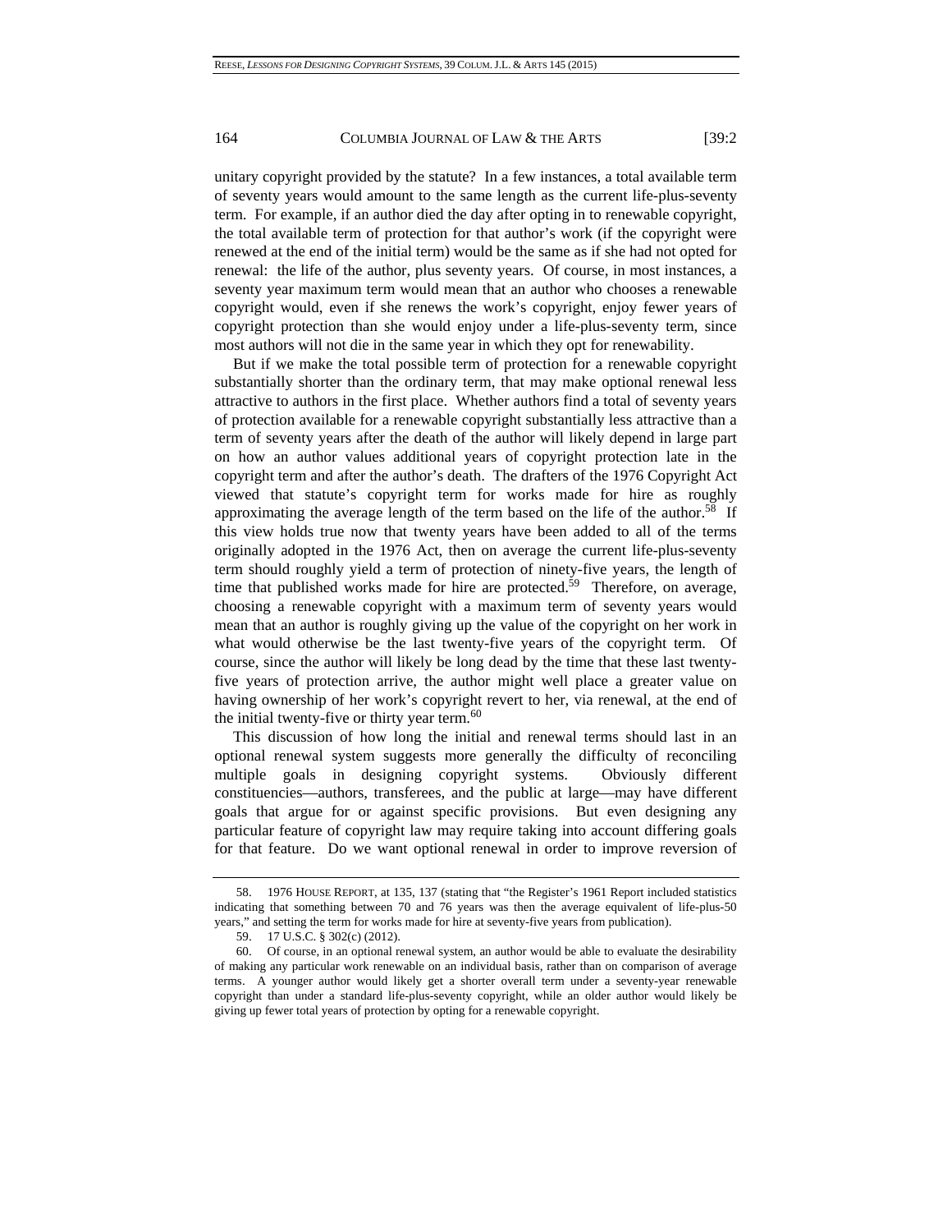unitary copyright provided by the statute? In a few instances, a total available term of seventy years would amount to the same length as the current life-plus-seventy term. For example, if an author died the day after opting in to renewable copyright, the total available term of protection for that author's work (if the copyright were renewed at the end of the initial term) would be the same as if she had not opted for renewal: the life of the author, plus seventy years. Of course, in most instances, a seventy year maximum term would mean that an author who chooses a renewable copyright would, even if she renews the work's copyright, enjoy fewer years of copyright protection than she would enjoy under a life-plus-seventy term, since most authors will not die in the same year in which they opt for renewability.

But if we make the total possible term of protection for a renewable copyright substantially shorter than the ordinary term, that may make optional renewal less attractive to authors in the first place. Whether authors find a total of seventy years of protection available for a renewable copyright substantially less attractive than a term of seventy years after the death of the author will likely depend in large part on how an author values additional years of copyright protection late in the copyright term and after the author's death. The drafters of the 1976 Copyright Act viewed that statute's copyright term for works made for hire as roughly approximating the average length of the term based on the life of the author.[58] If this view holds true now that twenty years have been added to all of the terms originally adopted in the 1976 Act, then on average the current life-plus-seventy term should roughly yield a term of protection of ninety-five years, the length of time that published works made for hire are protected.[59] Therefore, on average, choosing a renewable copyright with a maximum term of seventy years would mean that an author is roughly giving up the value of the copyright on her work in what would otherwise be the last twenty-five years of the copyright term. Of course, since the author will likely be long dead by the time that these last twenty-five years of protection arrive, the author might well place a greater value on having ownership of her work's copyright revert to her, via renewal, at the end of the initial twenty-five or thirty year term.[60]

This discussion of how long the initial and renewal terms should last in an optional renewal system suggests more generally the difficulty of reconciling multiple goals in designing copyright systems. Obviously different constituencies—authors, transferees, and the public at large—may have different goals that argue for or against specific provisions. But even designing any particular feature of copyright law may require taking into account differing goals for that feature. Do we want optional renewal in order to improve reversion of

---

58. 1976 HOUSE REPORT, at 135, 137 (stating that "the Register's 1961 Report included statistics indicating that something between 70 and 76 years was then the average equivalent of life-plus-50 years," and setting the term for works made for hire at seventy-five years from publication).

59. 17 U.S.C. § 302(c) (2012).

60. Of course, in an optional renewal system, an author would be able to evaluate the desirability of making any particular work renewable on an individual basis, rather than on comparison of average terms. A younger author would likely get a shorter overall term under a seventy-year renewable copyright than under a standard life-plus-seventy copyright, while an older author would likely be giving up fewer total years of protection by opting for a renewable copyright.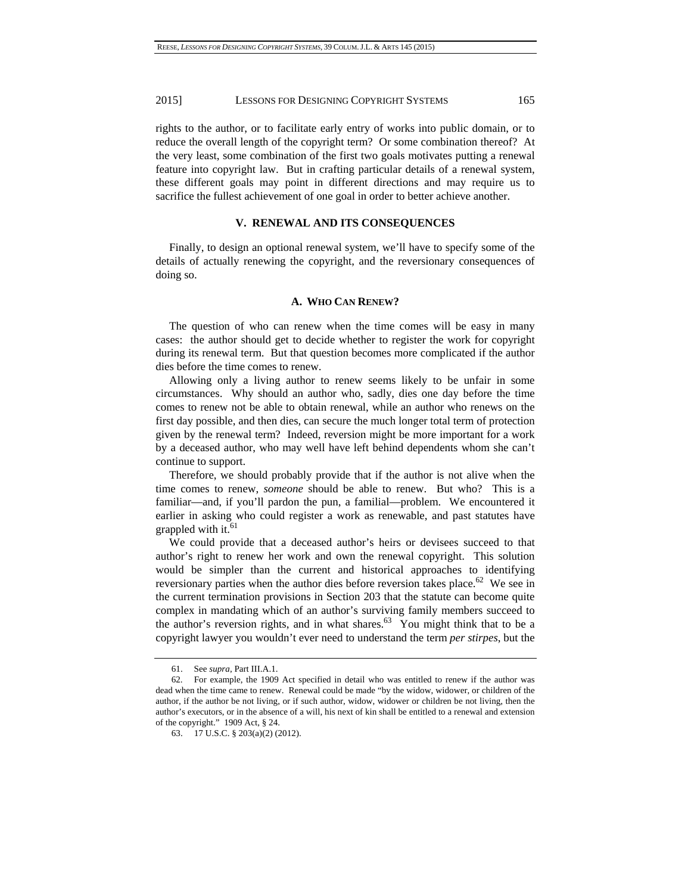rights to the author, or to facilitate early entry of works into public domain, or to reduce the overall length of the copyright term? Or some combination thereof? At the very least, some combination of the first two goals motivates putting a renewal feature into copyright law. But in crafting particular details of a renewal system, these different goals may point in different directions and may require us to sacrifice the fullest achievement of one goal in order to better achieve another.

## V. RENEWAL AND ITS CONSEQUENCES

Finally, to design an optional renewal system, we'll have to specify some of the details of actually renewing the copyright, and the reversionary consequences of doing so.

### A. WHO CAN RENEW?

The question of who can renew when the time comes will be easy in many cases: the author should get to decide whether to register the work for copyright during its renewal term. But that question becomes more complicated if the author dies before the time comes to renew.

Allowing only a living author to renew seems likely to be unfair in some circumstances. Why should an author who, sadly, dies one day before the time comes to renew not be able to obtain renewal, while an author who renews on the first day possible, and then dies, can secure the much longer total term of protection given by the renewal term? Indeed, reversion might be more important for a work by a deceased author, who may well have left behind dependents whom she can't continue to support.

Therefore, we should probably provide that if the author is not alive when the time comes to renew, *someone* should be able to renew. But who? This is a familiar—and, if you'll pardon the pun, a familial—problem. We encountered it earlier in asking who could register a work as renewable, and past statutes have grappled with it.[61]

We could provide that a deceased author's heirs or devisees succeed to that author's right to renew her work and own the renewal copyright. This solution would be simpler than the current and historical approaches to identifying reversionary parties when the author dies before reversion takes place.[62] We see in the current termination provisions in Section 203 that the statute can become quite complex in mandating which of an author's surviving family members succeed to the author's reversion rights, and in what shares.[63] You might think that to be a copyright lawyer you wouldn't ever need to understand the term *per stirpes*, but the

---

61. See *supra*, Part III.A.1.

62. For example, the 1909 Act specified in detail who was entitled to renew if the author was dead when the time came to renew. Renewal could be made "by the widow, widower, or children of the author, if the author be not living, or if such author, widow, widower or children be not living, then the author's executors, or in the absence of a will, his next of kin shall be entitled to a renewal and extension of the copyright." 1909 Act, § 24.

63. 17 U.S.C. § 203(a)(2) (2012).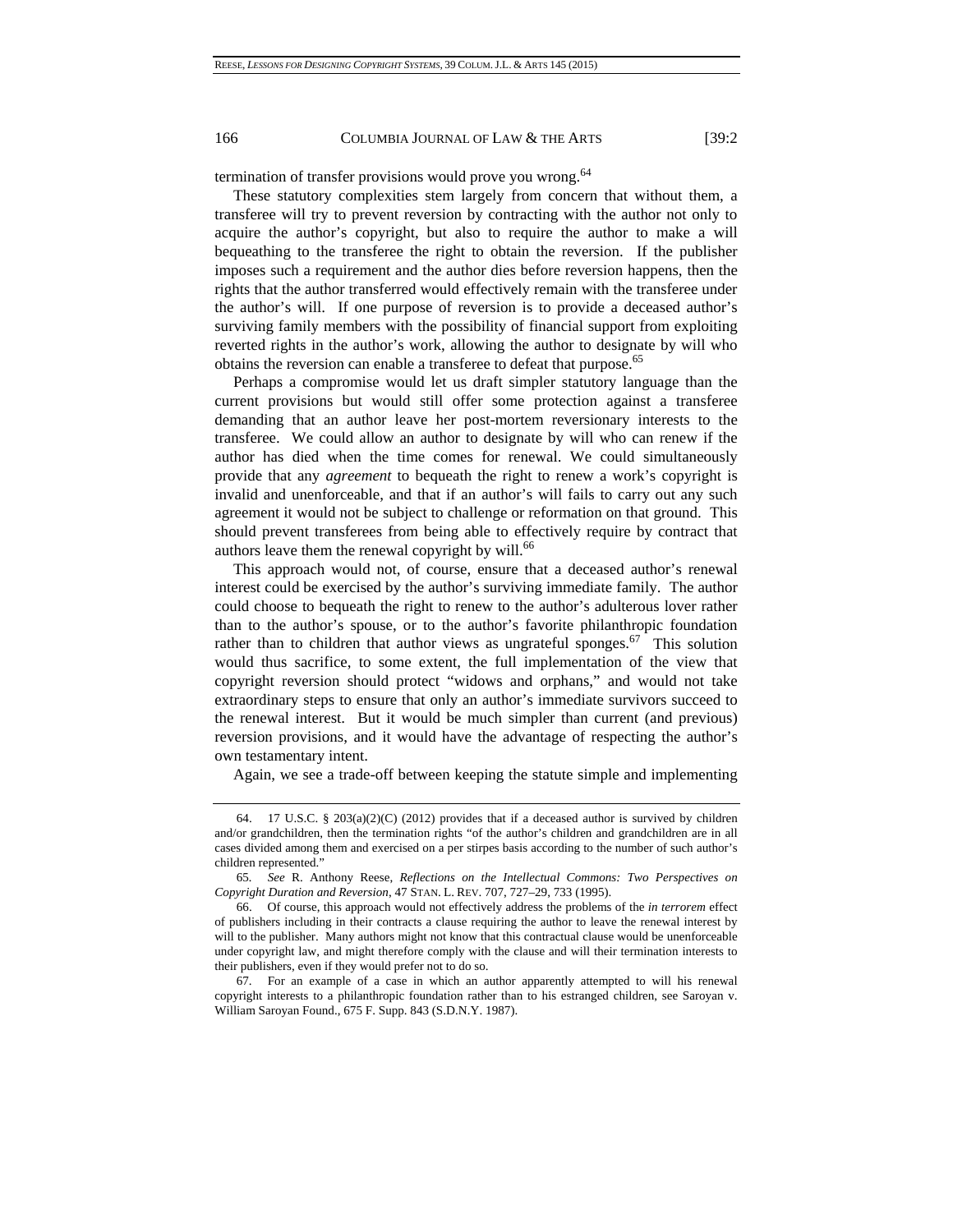termination of transfer provisions would prove you wrong.[64]

These statutory complexities stem largely from concern that without them, a transferee will try to prevent reversion by contracting with the author not only to acquire the author's copyright, but also to require the author to make a will bequeathing to the transferee the right to obtain the reversion. If the publisher imposes such a requirement and the author dies before reversion happens, then the rights that the author transferred would effectively remain with the transferee under the author's will. If one purpose of reversion is to provide a deceased author's surviving family members with the possibility of financial support from exploiting reverted rights in the author's work, allowing the author to designate by will who obtains the reversion can enable a transferee to defeat that purpose.[65]

Perhaps a compromise would let us draft simpler statutory language than the current provisions but would still offer some protection against a transferee demanding that an author leave her post-mortem reversionary interests to the transferee. We could allow an author to designate by will who can renew if the author has died when the time comes for renewal. We could simultaneously provide that any *agreement* to bequeath the right to renew a work's copyright is invalid and unenforceable, and that if an author's will fails to carry out any such agreement it would not be subject to challenge or reformation on that ground. This should prevent transferees from being able to effectively require by contract that authors leave them the renewal copyright by will.[66]

This approach would not, of course, ensure that a deceased author's renewal interest could be exercised by the author's surviving immediate family. The author could choose to bequeath the right to renew to the author's adulterous lover rather than to the author's spouse, or to the author's favorite philanthropic foundation rather than to children that author views as ungrateful sponges.[67] This solution would thus sacrifice, to some extent, the full implementation of the view that copyright reversion should protect "widows and orphans," and would not take extraordinary steps to ensure that only an author's immediate survivors succeed to the renewal interest. But it would be much simpler than current (and previous) reversion provisions, and it would have the advantage of respecting the author's own testamentary intent.

Again, we see a trade-off between keeping the statute simple and implementing

---

64. 17 U.S.C. § 203(a)(2)(C) (2012) provides that if a deceased author is survived by children and/or grandchildren, then the termination rights "of the author's children and grandchildren are in all cases divided among them and exercised on a per stirpes basis according to the number of such author's children represented."

65. *See* R. Anthony Reese, *Reflections on the Intellectual Commons: Two Perspectives on Copyright Duration and Reversion*, 47 STAN. L. REV. 707, 727–29, 733 (1995).

66. Of course, this approach would not effectively address the problems of the *in terrorem* effect of publishers including in their contracts a clause requiring the author to leave the renewal interest by will to the publisher. Many authors might not know that this contractual clause would be unenforceable under copyright law, and might therefore comply with the clause and will their termination interests to their publishers, even if they would prefer not to do so.

67. For an example of a case in which an author apparently attempted to will his renewal copyright interests to a philanthropic foundation rather than to his estranged children, see Saroyan v. William Saroyan Found., 675 F. Supp. 843 (S.D.N.Y. 1987).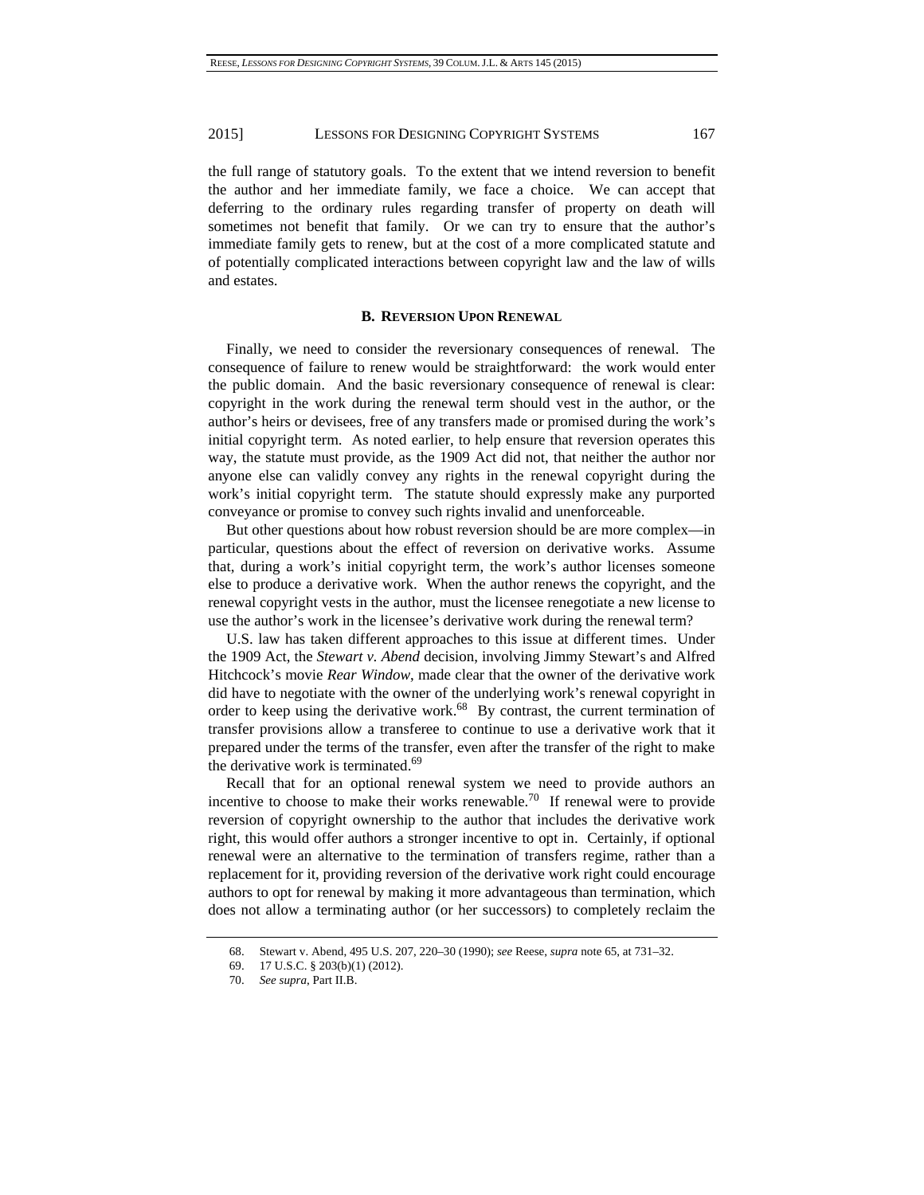the full range of statutory goals. To the extent that we intend reversion to benefit the author and her immediate family, we face a choice. We can accept that deferring to the ordinary rules regarding transfer of property on death will sometimes not benefit that family. Or we can try to ensure that the author's immediate family gets to renew, but at the cost of a more complicated statute and of potentially complicated interactions between copyright law and the law of wills and estates.

### B. Reversion Upon Renewal

Finally, we need to consider the reversionary consequences of renewal. The consequence of failure to renew would be straightforward: the work would enter the public domain. And the basic reversionary consequence of renewal is clear: copyright in the work during the renewal term should vest in the author, or the author's heirs or devisees, free of any transfers made or promised during the work's initial copyright term. As noted earlier, to help ensure that reversion operates this way, the statute must provide, as the 1909 Act did not, that neither the author nor anyone else can validly convey any rights in the renewal copyright during the work's initial copyright term. The statute should expressly make any purported conveyance or promise to convey such rights invalid and unenforceable.

But other questions about how robust reversion should be are more complex—in particular, questions about the effect of reversion on derivative works. Assume that, during a work's initial copyright term, the work's author licenses someone else to produce a derivative work. When the author renews the copyright, and the renewal copyright vests in the author, must the licensee renegotiate a new license to use the author's work in the licensee's derivative work during the renewal term?

U.S. law has taken different approaches to this issue at different times. Under the 1909 Act, the *Stewart v. Abend* decision, involving Jimmy Stewart's and Alfred Hitchcock's movie *Rear Window*, made clear that the owner of the derivative work did have to negotiate with the owner of the underlying work's renewal copyright in order to keep using the derivative work.[68] By contrast, the current termination of transfer provisions allow a transferee to continue to use a derivative work that it prepared under the terms of the transfer, even after the transfer of the right to make the derivative work is terminated.[69]

Recall that for an optional renewal system we need to provide authors an incentive to choose to make their works renewable.[70] If renewal were to provide reversion of copyright ownership to the author that includes the derivative work right, this would offer authors a stronger incentive to opt in. Certainly, if optional renewal were an alternative to the termination of transfers regime, rather than a replacement for it, providing reversion of the derivative work right could encourage authors to opt for renewal by making it more advantageous than termination, which does not allow a terminating author (or her successors) to completely reclaim the

---

68. Stewart v. Abend, 495 U.S. 207, 220–30 (1990); *see* Reese, *supra* note 65, at 731–32.

69. 17 U.S.C. § 203(b)(1) (2012).

70. *See supra*, Part II.B.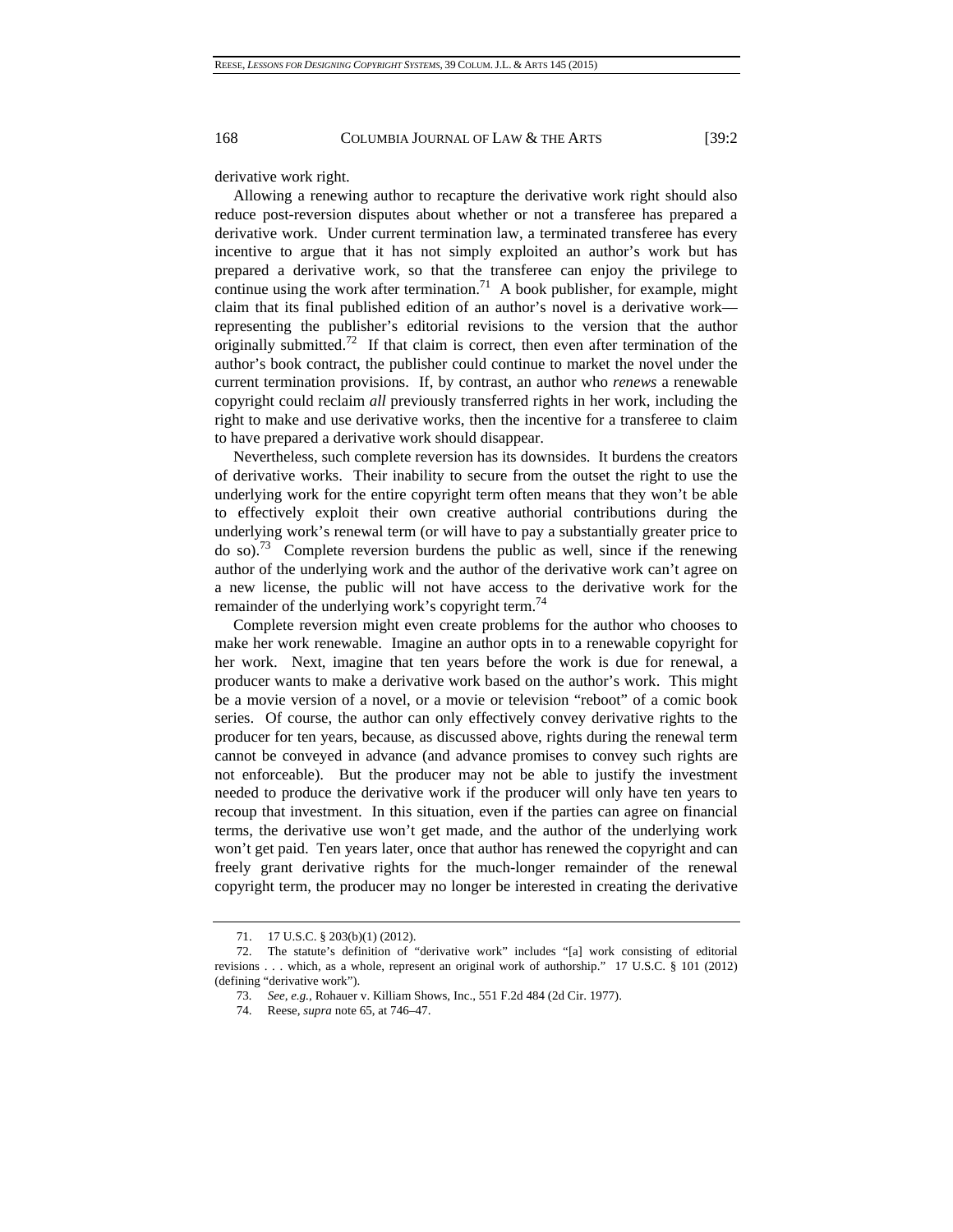derivative work right.

Allowing a renewing author to recapture the derivative work right should also reduce post-reversion disputes about whether or not a transferee has prepared a derivative work. Under current termination law, a terminated transferee has every incentive to argue that it has not simply exploited an author's work but has prepared a derivative work, so that the transferee can enjoy the privilege to continue using the work after termination.[71] A book publisher, for example, might claim that its final published edition of an author's novel is a derivative work—representing the publisher's editorial revisions to the version that the author originally submitted.[72] If that claim is correct, then even after termination of the author's book contract, the publisher could continue to market the novel under the current termination provisions. If, by contrast, an author who *renews* a renewable copyright could reclaim *all* previously transferred rights in her work, including the right to make and use derivative works, then the incentive for a transferee to claim to have prepared a derivative work should disappear.

Nevertheless, such complete reversion has its downsides. It burdens the creators of derivative works. Their inability to secure from the outset the right to use the underlying work for the entire copyright term often means that they won't be able to effectively exploit their own creative authorial contributions during the underlying work's renewal term (or will have to pay a substantially greater price to do so).[73] Complete reversion burdens the public as well, since if the renewing author of the underlying work and the author of the derivative work can't agree on a new license, the public will not have access to the derivative work for the remainder of the underlying work's copyright term.[74]

Complete reversion might even create problems for the author who chooses to make her work renewable. Imagine an author opts in to a renewable copyright for her work. Next, imagine that ten years before the work is due for renewal, a producer wants to make a derivative work based on the author's work. This might be a movie version of a novel, or a movie or television "reboot" of a comic book series. Of course, the author can only effectively convey derivative rights to the producer for ten years, because, as discussed above, rights during the renewal term cannot be conveyed in advance (and advance promises to convey such rights are not enforceable). But the producer may not be able to justify the investment needed to produce the derivative work if the producer will only have ten years to recoup that investment. In this situation, even if the parties can agree on financial terms, the derivative use won't get made, and the author of the underlying work won't get paid. Ten years later, once that author has renewed the copyright and can freely grant derivative rights for the much-longer remainder of the renewal copyright term, the producer may no longer be interested in creating the derivative

---

71. 17 U.S.C. § 203(b)(1) (2012).

72. The statute's definition of "derivative work" includes "[a] work consisting of editorial revisions . . . which, as a whole, represent an original work of authorship." 17 U.S.C. § 101 (2012) (defining "derivative work").

73. *See, e.g.*, Rohauer v. Killiam Shows, Inc., 551 F.2d 484 (2d Cir. 1977).

74. Reese, *supra* note 65, at 746–47.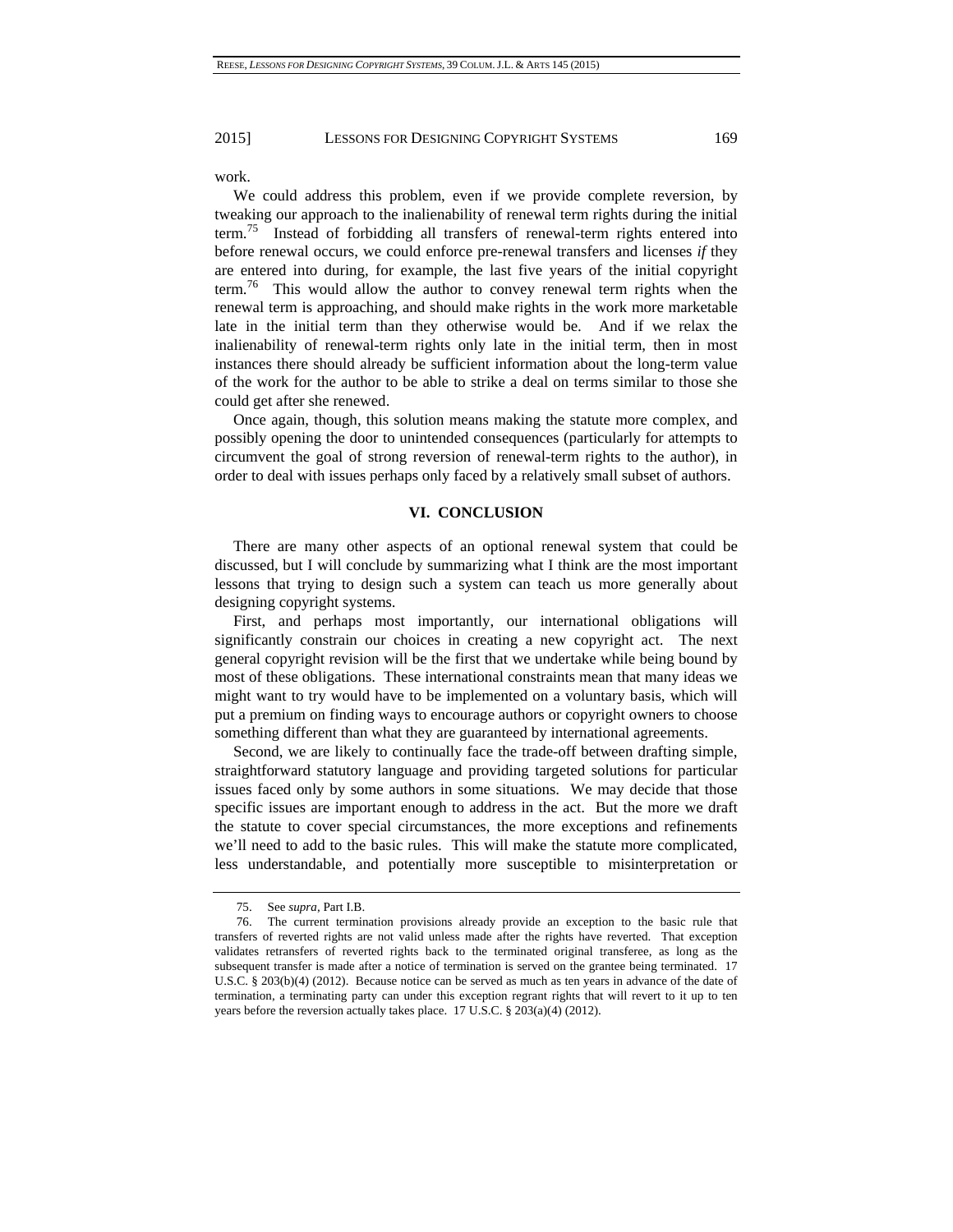work.

We could address this problem, even if we provide complete reversion, by tweaking our approach to the inalienability of renewal term rights during the initial term.[75] Instead of forbidding all transfers of renewal-term rights entered into before renewal occurs, we could enforce pre-renewal transfers and licenses *if* they are entered into during, for example, the last five years of the initial copyright term.[76] This would allow the author to convey renewal term rights when the renewal term is approaching, and should make rights in the work more marketable late in the initial term than they otherwise would be. And if we relax the inalienability of renewal-term rights only late in the initial term, then in most instances there should already be sufficient information about the long-term value of the work for the author to be able to strike a deal on terms similar to those she could get after she renewed.

Once again, though, this solution means making the statute more complex, and possibly opening the door to unintended consequences (particularly for attempts to circumvent the goal of strong reversion of renewal-term rights to the author), in order to deal with issues perhaps only faced by a relatively small subset of authors.

## VI. CONCLUSION

There are many other aspects of an optional renewal system that could be discussed, but I will conclude by summarizing what I think are the most important lessons that trying to design such a system can teach us more generally about designing copyright systems.

First, and perhaps most importantly, our international obligations will significantly constrain our choices in creating a new copyright act. The next general copyright revision will be the first that we undertake while being bound by most of these obligations. These international constraints mean that many ideas we might want to try would have to be implemented on a voluntary basis, which will put a premium on finding ways to encourage authors or copyright owners to choose something different than what they are guaranteed by international agreements.

Second, we are likely to continually face the trade-off between drafting simple, straightforward statutory language and providing targeted solutions for particular issues faced only by some authors in some situations. We may decide that those specific issues are important enough to address in the act. But the more we draft the statute to cover special circumstances, the more exceptions and refinements we'll need to add to the basic rules. This will make the statute more complicated, less understandable, and potentially more susceptible to misinterpretation or

---

75. See *supra*, Part I.B.

76. The current termination provisions already provide an exception to the basic rule that transfers of reverted rights are not valid unless made after the rights have reverted. That exception validates retransfers of reverted rights back to the terminated original transferee, as long as the subsequent transfer is made after a notice of termination is served on the grantee being terminated. 17 U.S.C. § 203(b)(4) (2012). Because notice can be served as much as ten years in advance of the date of termination, a terminating party can under this exception regrant rights that will revert to it up to ten years before the reversion actually takes place. 17 U.S.C. § 203(a)(4) (2012).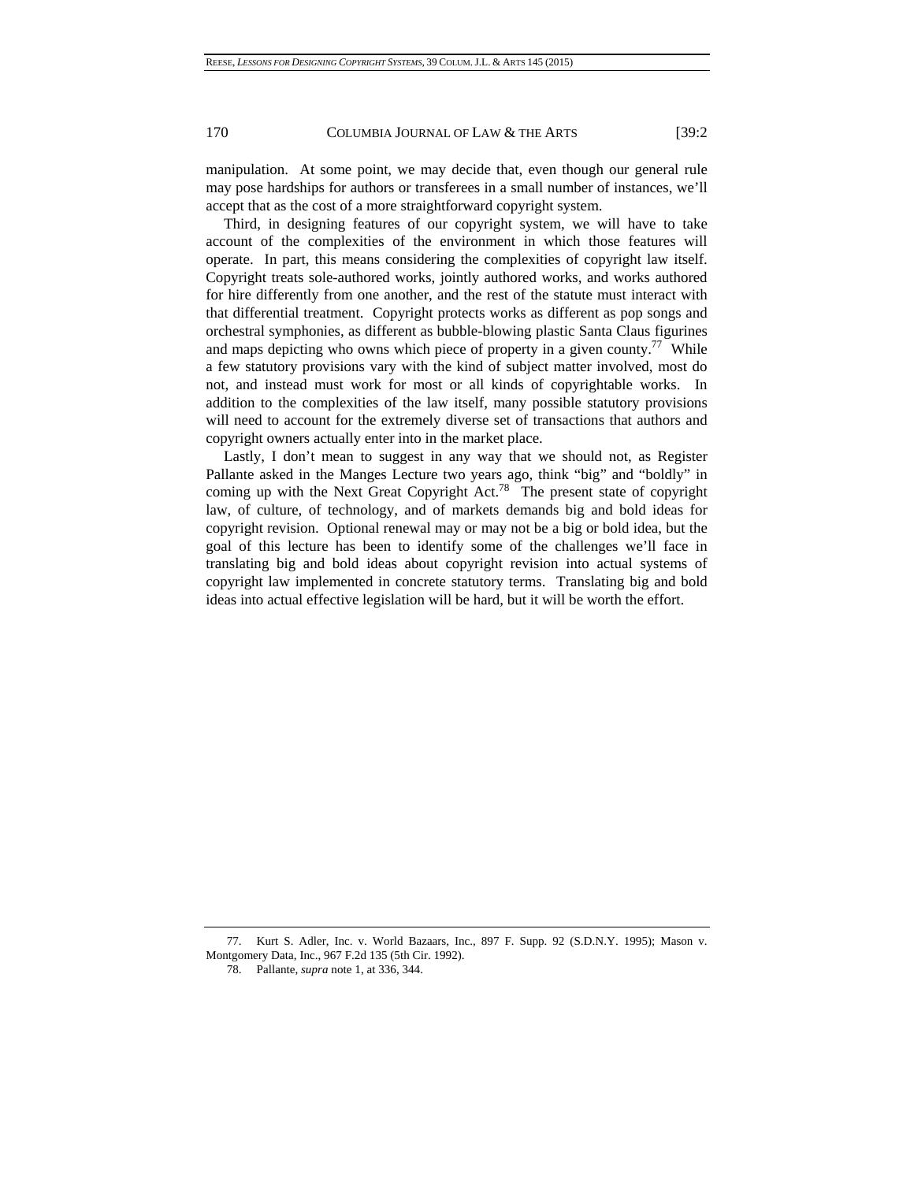manipulation. At some point, we may decide that, even though our general rule may pose hardships for authors or transferees in a small number of instances, we'll accept that as the cost of a more straightforward copyright system.

Third, in designing features of our copyright system, we will have to take account of the complexities of the environment in which those features will operate. In part, this means considering the complexities of copyright law itself. Copyright treats sole-authored works, jointly authored works, and works authored for hire differently from one another, and the rest of the statute must interact with that differential treatment. Copyright protects works as different as pop songs and orchestral symphonies, as different as bubble-blowing plastic Santa Claus figurines and maps depicting who owns which piece of property in a given county.[77] While a few statutory provisions vary with the kind of subject matter involved, most do not, and instead must work for most or all kinds of copyrightable works. In addition to the complexities of the law itself, many possible statutory provisions will need to account for the extremely diverse set of transactions that authors and copyright owners actually enter into in the market place.

Lastly, I don't mean to suggest in any way that we should not, as Register Pallante asked in the Manges Lecture two years ago, think "big" and "boldly" in coming up with the Next Great Copyright Act.[78] The present state of copyright law, of culture, of technology, and of markets demands big and bold ideas for copyright revision. Optional renewal may or may not be a big or bold idea, but the goal of this lecture has been to identify some of the challenges we'll face in translating big and bold ideas about copyright revision into actual systems of copyright law implemented in concrete statutory terms. Translating big and bold ideas into actual effective legislation will be hard, but it will be worth the effort.

---

77. Kurt S. Adler, Inc. v. World Bazaars, Inc., 897 F. Supp. 92 (S.D.N.Y. 1995); Mason v. Montgomery Data, Inc., 967 F.2d 135 (5th Cir. 1992).

78. Pallante, *supra* note 1, at 336, 344.